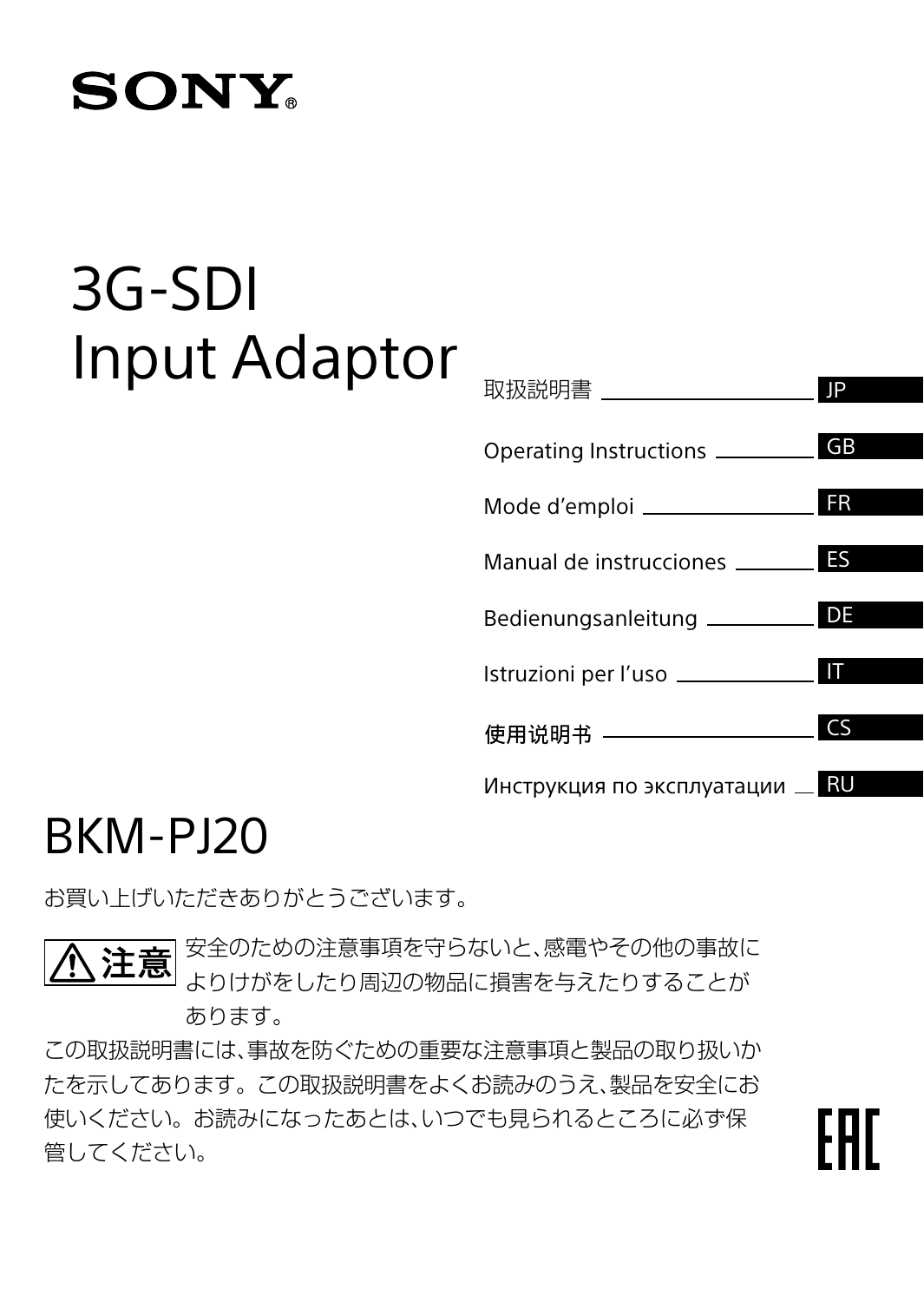SONY®

# 3G-SDI Input Adaptor

取扱説明書 JP

Operating Instructions GB

Mode d’emploi FR

Manual de instrucciones ES

Bedienungsanleitung DE

Istruzioni per l’uso IT

使用说明书 CS

Инструкция по эксплуатации RU

# BKM-PJ20

お買い上げいただきありがとうございます。

⚠注意 安全のための注意事項を守らないと、感電やその他の事故によりけがをしたり周辺の物品に損害を与えたりすることがあります。

この取扱説明書には、事故を防ぐための重要な注意事項と製品の取り扱いかたを示してあります。この取扱説明書をよくお読みのうえ、製品を安全にお使いください。お読みになったあとは、いつでも見られるところに必ず保管してください。

EAC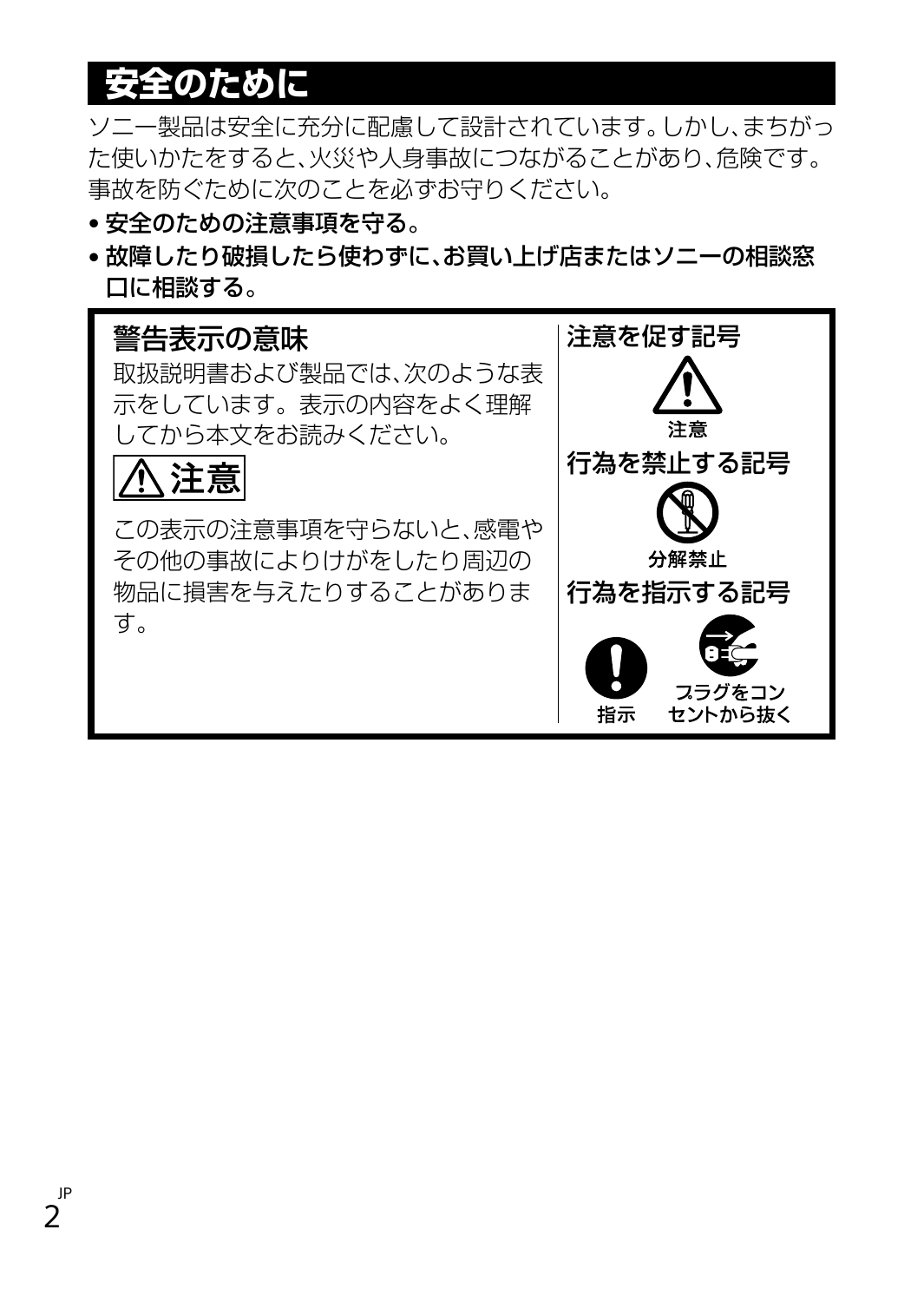# 安全のために

ソニー製品は安全に充分に配慮して設計されています。しかし、まちがった使いかたをすると、火災や人身事故につながることがあり、危険です。事故を防ぐために次のことを必ずお守りください。

- **安全のための注意事項を守る。**
- **故障したり破損したら使わずに、お買い上げ店またはソニーの相談窓口に相談する。**

## 警告表示の意味

取扱説明書および製品では、次のような表示をしています。表示の内容をよく理解してから本文をお読みください。

**⚠注意**

この表示の注意事項を守らないと、感電やその他の事故によりけがをしたり周辺の物品に損害を与えたりすることがあります。

## 注意を促す記号

注意

## 行為を禁止する記号

分解禁止

## 行為を指示する記号

指示

プラグをコンセントから抜く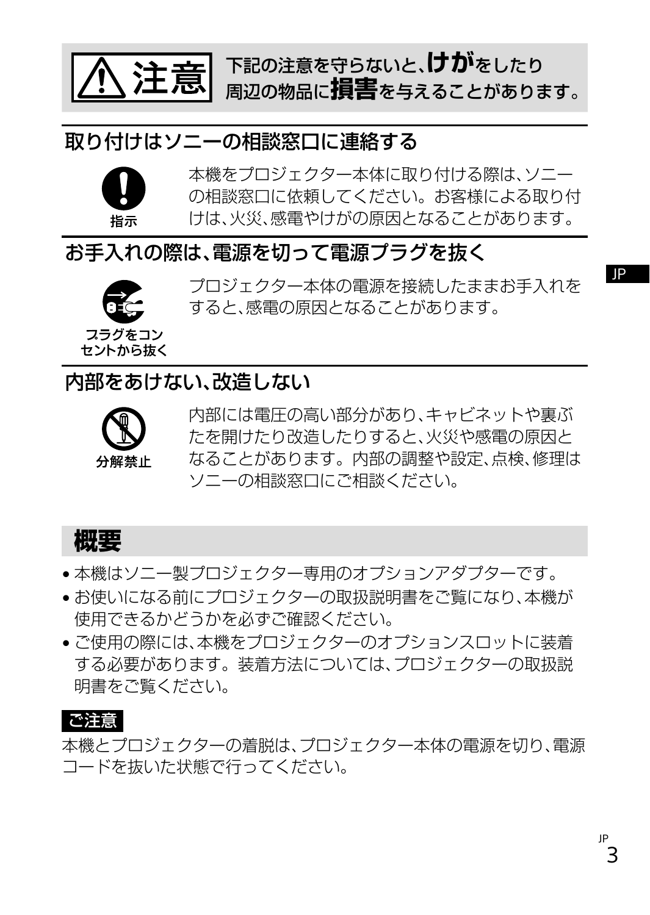**⚠注意** 下記の注意を守らないと、**けが**をしたり周辺の物品に**損害**を与えることがあります。

## 取り付けはソニーの相談窓口に連絡する

指示

本機をプロジェクター本体に取り付ける際は、ソニーの相談窓口に依頼してください。お客様による取り付けは、火災、感電やけがの原因となることがあります。

## お手入れの際は、電源を切って電源プラグを抜く

プラグをコンセントから抜く

プロジェクター本体の電源を接続したままお手入れをすると、感電の原因となることがあります。

## 内部をあけない、改造しない

分解禁止

内部には電圧の高い部分があり、キャビネットや裏ぶたを開けたり改造したりすると、火災や感電の原因となることがあります。内部の調整や設定、点検、修理はソニーの相談窓口にご相談ください。

# 概要

- 本機はソニー製プロジェクター専用のオプションアダプターです。
- お使いになる前にプロジェクターの取扱説明書をご覧になり、本機が使用できるかどうかを必ずご確認ください。
- ご使用の際には、本機をプロジェクターのオプションスロットに装着する必要があります。装着方法については、プロジェクターの取扱説明書をご覧ください。

**ご注意**

本機とプロジェクターの着脱は、プロジェクター本体の電源を切り、電源コードを抜いた状態で行ってください。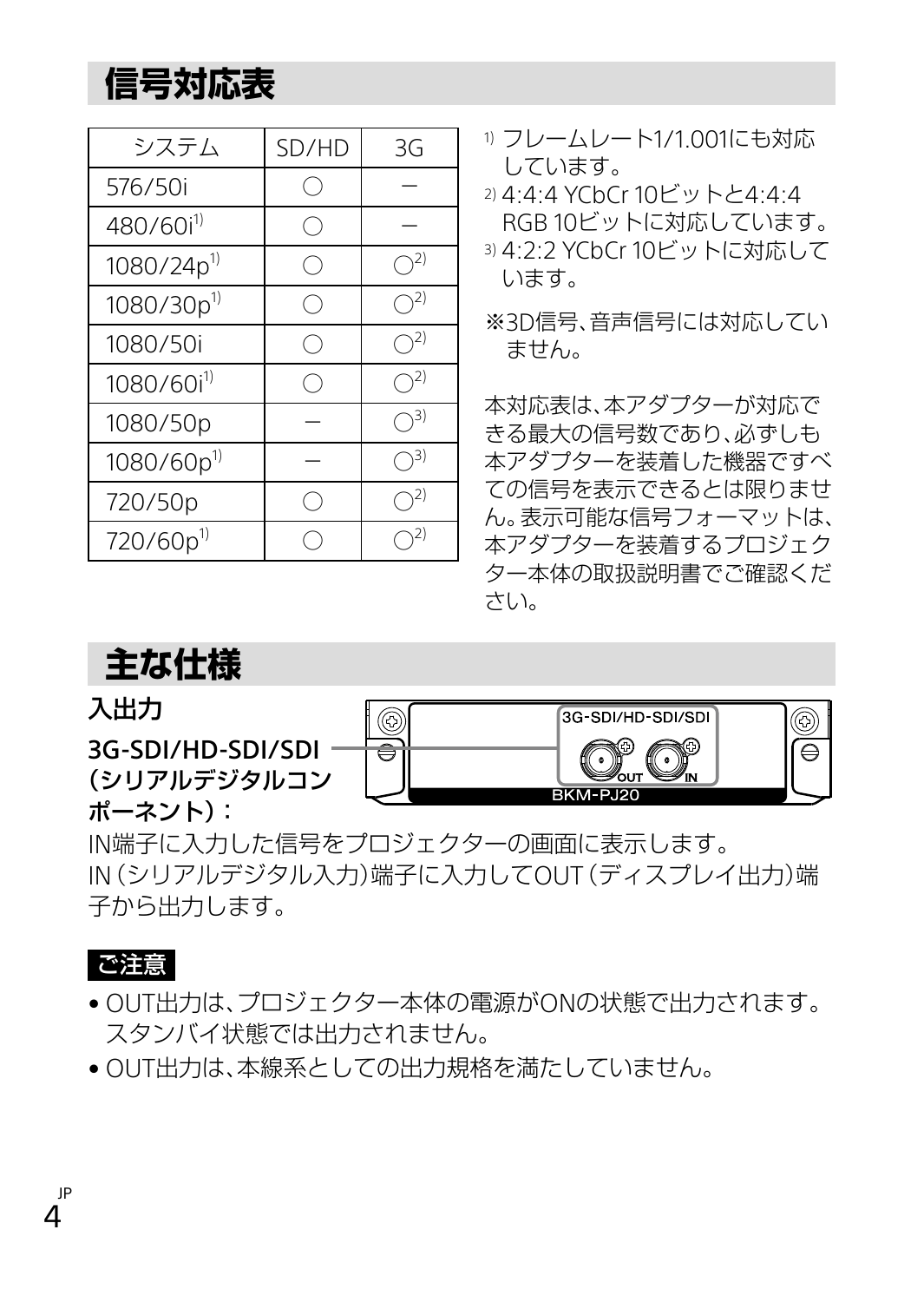## 信号対応表

| システム | SD/HD | 3G |
| --- | --- | --- |
| 576/50i | ○ | － |
| 480/60i[1)] | ○ | － |
| 1080/24p[1)] | ○ | ○[2)] |
| 1080/30p[1)] | ○ | ○[2)] |
| 1080/50i | ○ | ○[2)] |
| 1080/60i[1)] | ○ | ○[2)] |
| 1080/50p | － | ○[3)] |
| 1080/60p[1)] | － | ○[3)] |
| 720/50p | ○ | ○[2)] |
| 720/60p[1)] | ○ | ○[2)] |

1) フレームレート1/1.001にも対応しています。
2) 4:4:4 YCbCr 10ビットと4:4:4 RGB 10ビットに対応しています。
3) 4:2:2 YCbCr 10ビットに対応しています。

※3D信号、音声信号には対応していません。

本対応表は、本アダプターが対応できる最大の信号数であり、必ずしも本アダプターを装着した機器ですべての信号を表示できるとは限りません。表示可能な信号フォーマットは、本アダプターを装着するプロジェクター本体の取扱説明書でご確認ください。

## 主な仕様

### 入出力

**3G-SDI/HD-SDI/SDI（シリアルデジタルコンポーネント）：**

3G-SDI/HD-SDI/SDI
OUT
IN
BKM-PJ20

IN端子に入力した信号をプロジェクターの画面に表示します。
IN（シリアルデジタル入力）端子に入力してOUT（ディスプレイ出力）端子から出力します。

**ご注意**

- OUT出力は、プロジェクター本体の電源がONの状態で出力されます。スタンバイ状態では出力されません。
- OUT出力は、本線系としての出力規格を満たしていません。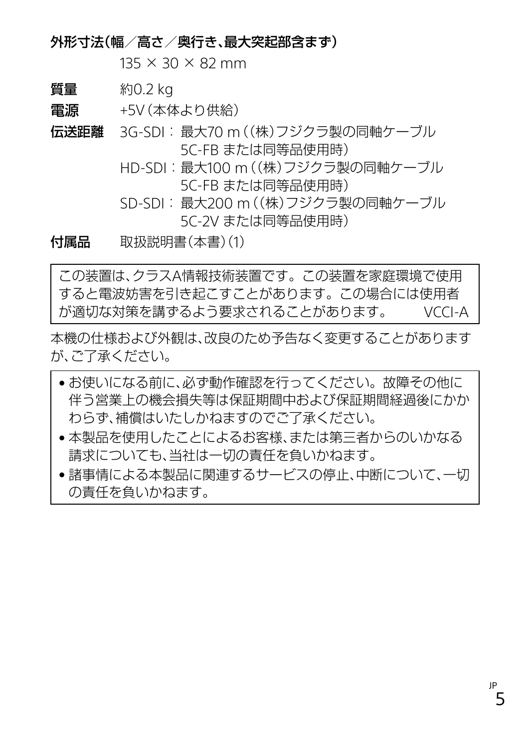**外形寸法（幅／高さ／奥行き、最大突起部含まず）**

135 × 30 × 82 mm

**質量** 約0.2 kg

**電源** +5V（本体より供給）

**伝送距離** 3G-SDI： 最大70 m（（株）フジクラ製の同軸ケーブル 5C-FB または同等品使用時）

HD-SDI：最大100 m（（株）フジクラ製の同軸ケーブル 5C-FB または同等品使用時）

SD-SDI： 最大200 m（（株）フジクラ製の同軸ケーブル 5C-2V または同等品使用時）

**付属品** 取扱説明書（本書）（1）

この装置は、クラスA情報技術装置です。この装置を家庭環境で使用すると電波妨害を引き起こすことがあります。この場合には使用者が適切な対策を講ずるよう要求されることがあります。 VCCI-A

本機の仕様および外観は、改良のため予告なく変更することがありますが、ご了承ください。

- お使いになる前に、必ず動作確認を行ってください。故障その他に伴う営業上の機会損失等は保証期間中および保証期間経過後にかかわらず、補償はいたしかねますのでご了承ください。
- 本製品を使用したことによるお客様、または第三者からのいかなる請求についても、当社は一切の責任を負いかねます。
- 諸事情による本製品に関連するサービスの停止、中断について、一切の責任を負いかねます。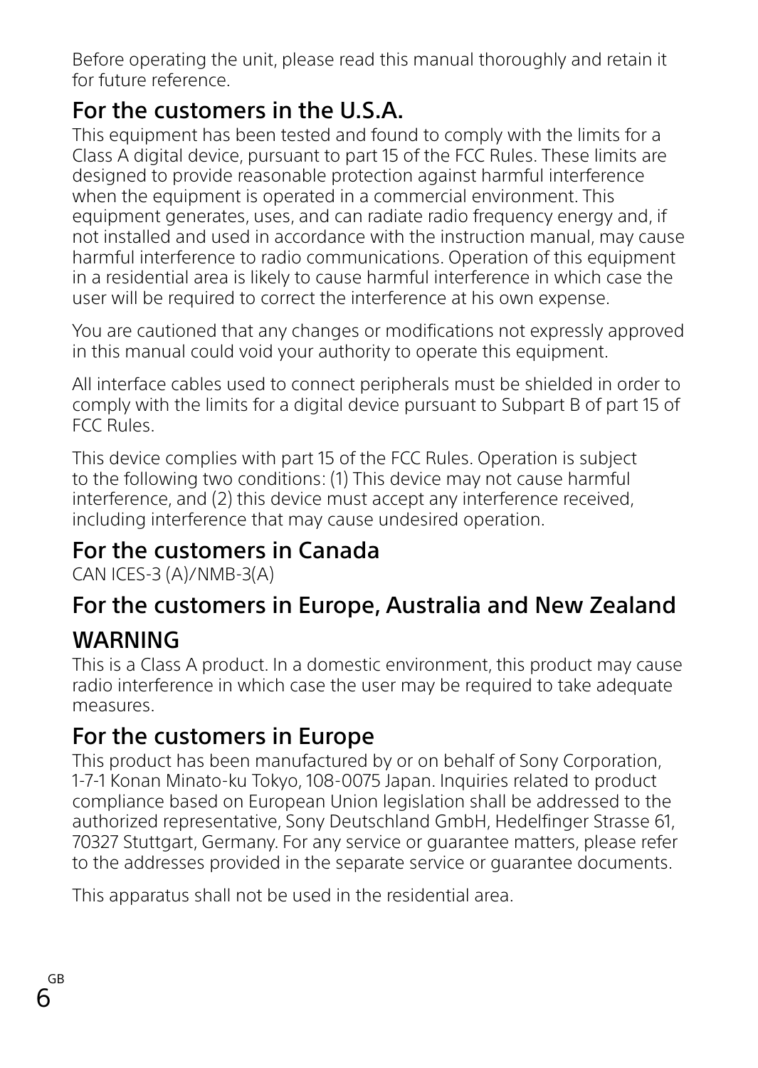Before operating the unit, please read this manual thoroughly and retain it for future reference.

## For the customers in the U.S.A.

This equipment has been tested and found to comply with the limits for a Class A digital device, pursuant to part 15 of the FCC Rules. These limits are designed to provide reasonable protection against harmful interference when the equipment is operated in a commercial environment. This equipment generates, uses, and can radiate radio frequency energy and, if not installed and used in accordance with the instruction manual, may cause harmful interference to radio communications. Operation of this equipment in a residential area is likely to cause harmful interference in which case the user will be required to correct the interference at his own expense.

You are cautioned that any changes or modifications not expressly approved in this manual could void your authority to operate this equipment.

All interface cables used to connect peripherals must be shielded in order to comply with the limits for a digital device pursuant to Subpart B of part 15 of FCC Rules.

This device complies with part 15 of the FCC Rules. Operation is subject to the following two conditions: (1) This device may not cause harmful interference, and (2) this device must accept any interference received, including interference that may cause undesired operation.

## For the customers in Canada

CAN ICES-3 (A)/NMB-3(A)

## For the customers in Europe, Australia and New Zealand

## WARNING

This is a Class A product. In a domestic environment, this product may cause radio interference in which case the user may be required to take adequate measures.

## For the customers in Europe

This product has been manufactured by or on behalf of Sony Corporation, 1-7-1 Konan Minato-ku Tokyo, 108-0075 Japan. Inquiries related to product compliance based on European Union legislation shall be addressed to the authorized representative, Sony Deutschland GmbH, Hedelfinger Strasse 61, 70327 Stuttgart, Germany. For any service or guarantee matters, please refer to the addresses provided in the separate service or guarantee documents.

This apparatus shall not be used in the residential area.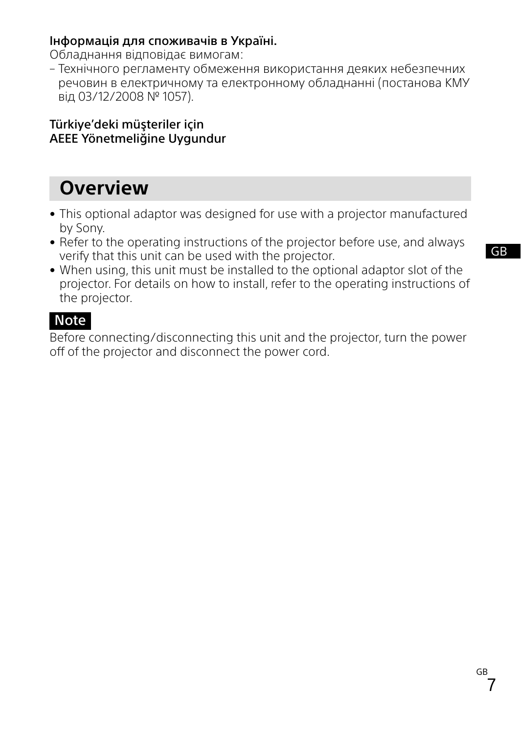**Інформація для споживачів в Україні.**

Обладнання відповідає вимогам:

– Технічного регламенту обмеження використання деяких небезпечних речовин в електричному та електронному обладнанні (постанова КМУ від 03/12/2008 № 1057).

**Türkiye'deki müşteriler için**
**AEEE Yönetmeliğine Uygundur**

## Overview

- This optional adaptor was designed for use with a projector manufactured by Sony.
- Refer to the operating instructions of the projector before use, and always verify that this unit can be used with the projector.
- When using, this unit must be installed to the optional adaptor slot of the projector. For details on how to install, refer to the operating instructions of the projector.

**Note**

Before connecting/disconnecting this unit and the projector, turn the power off of the projector and disconnect the power cord.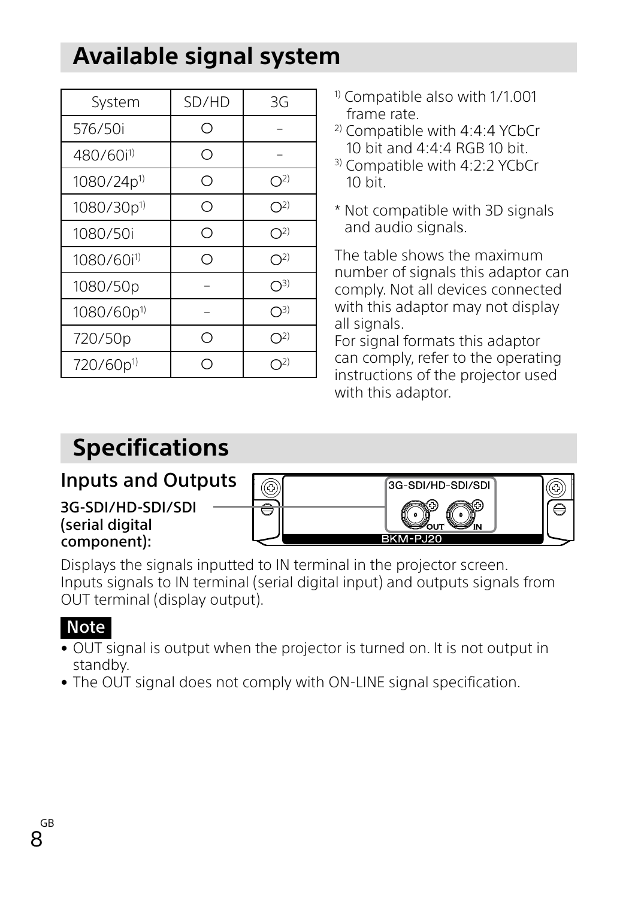# Available signal system

| System | SD/HD | 3G |
|---|---|---|
| 576/50i | ○ | – |
| 480/60i[1] | ○ | – |
| 1080/24p[1] | ○ | ○[2] |
| 1080/30p[1] | ○ | ○[2] |
| 1080/50i | ○ | ○[2] |
| 1080/60i[1] | ○ | ○[2] |
| 1080/50p | – | ○[3] |
| 1080/60p[1] | – | ○[3] |
| 720/50p | ○ | ○[2] |
| 720/60p[1] | ○ | ○[2] |

[1] Compatible also with 1/1.001 frame rate.
[2] Compatible with 4:4:4 YCbCr 10 bit and 4:4:4 RGB 10 bit.
[3] Compatible with 4:2:2 YCbCr 10 bit.

* Not compatible with 3D signals and audio signals.

The table shows the maximum number of signals this adaptor can comply. Not all devices connected with this adaptor may not display all signals.
For signal formats this adaptor can comply, refer to the operating instructions of the projector used with this adaptor.

# Specifications

## Inputs and Outputs

3G-SDI/HD-SDI/SDI

OUT IN

BKM-PJ20

**3G-SDI/HD-SDI/SDI (serial digital component):**

Displays the signals inputted to IN terminal in the projector screen.
Inputs signals to IN terminal (serial digital input) and outputs signals from OUT terminal (display output).

**Note**

- OUT signal is output when the projector is turned on. It is not output in standby.
- The OUT signal does not comply with ON-LINE signal specification.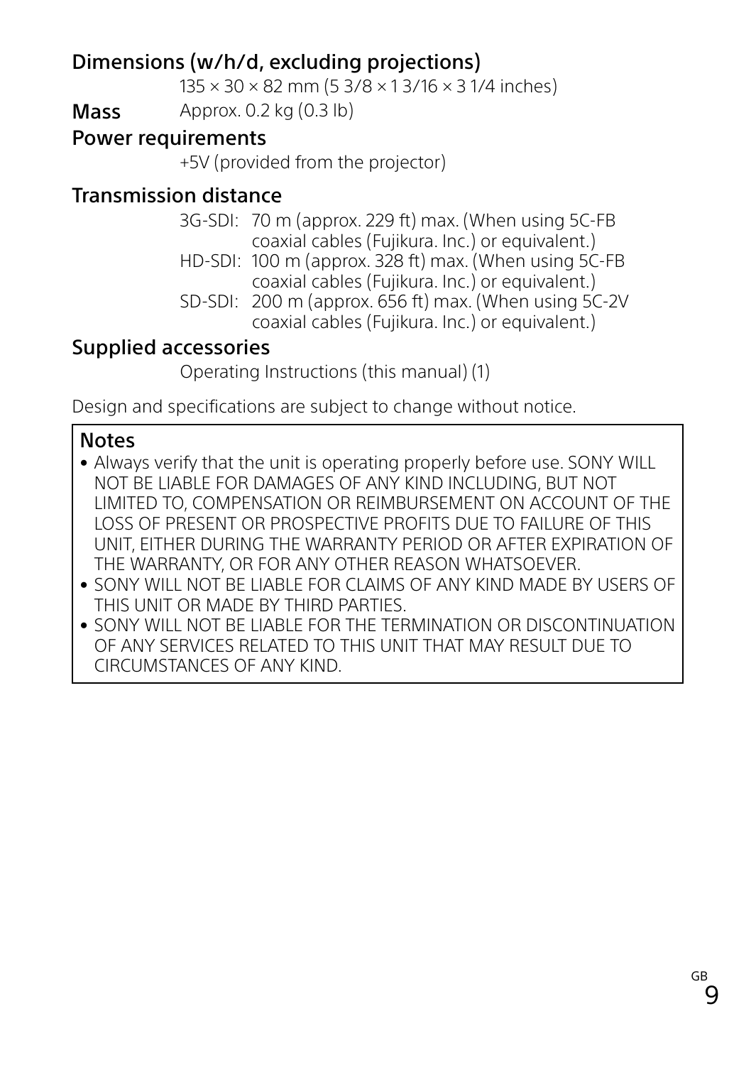### Dimensions (w/h/d, excluding projections)

135 × 30 × 82 mm (5 3/8 × 1 3/16 × 3 1/4 inches)

### Mass

Approx. 0.2 kg (0.3 lb)

### Power requirements

+5V (provided from the projector)

### Transmission distance

3G-SDI: 70 m (approx. 229 ft) max. (When using 5C-FB coaxial cables (Fujikura. Inc.) or equivalent.)

HD-SDI: 100 m (approx. 328 ft) max. (When using 5C-FB coaxial cables (Fujikura. Inc.) or equivalent.)

SD-SDI: 200 m (approx. 656 ft) max. (When using 5C-2V coaxial cables (Fujikura. Inc.) or equivalent.)

### Supplied accessories

Operating Instructions (this manual) (1)

Design and specifications are subject to change without notice.

### Notes

- Always verify that the unit is operating properly before use. SONY WILL NOT BE LIABLE FOR DAMAGES OF ANY KIND INCLUDING, BUT NOT LIMITED TO, COMPENSATION OR REIMBURSEMENT ON ACCOUNT OF THE LOSS OF PRESENT OR PROSPECTIVE PROFITS DUE TO FAILURE OF THIS UNIT, EITHER DURING THE WARRANTY PERIOD OR AFTER EXPIRATION OF THE WARRANTY, OR FOR ANY OTHER REASON WHATSOEVER.
- SONY WILL NOT BE LIABLE FOR CLAIMS OF ANY KIND MADE BY USERS OF THIS UNIT OR MADE BY THIRD PARTIES.
- SONY WILL NOT BE LIABLE FOR THE TERMINATION OR DISCONTINUATION OF ANY SERVICES RELATED TO THIS UNIT THAT MAY RESULT DUE TO CIRCUMSTANCES OF ANY KIND.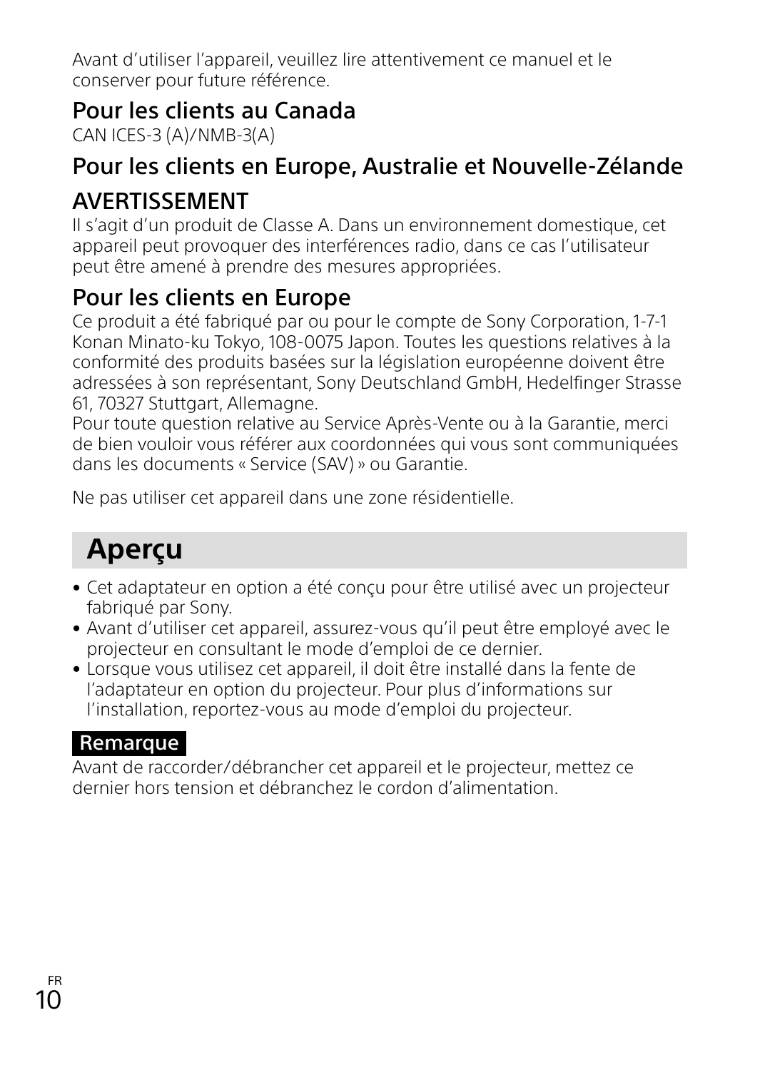Avant d'utiliser l'appareil, veuillez lire attentivement ce manuel et le conserver pour future référence.

### Pour les clients au Canada

CAN ICES-3 (A)/NMB-3(A)

### Pour les clients en Europe, Australie et Nouvelle-Zélande

### AVERTISSEMENT

Il s'agit d'un produit de Classe A. Dans un environnement domestique, cet appareil peut provoquer des interférences radio, dans ce cas l'utilisateur peut être amené à prendre des mesures appropriées.

### Pour les clients en Europe

Ce produit a été fabriqué par ou pour le compte de Sony Corporation, 1-7-1 Konan Minato-ku Tokyo, 108-0075 Japon. Toutes les questions relatives à la conformité des produits basées sur la législation européenne doivent être adressées à son représentant, Sony Deutschland GmbH, Hedelfinger Strasse 61, 70327 Stuttgart, Allemagne.
Pour toute question relative au Service Après-Vente ou à la Garantie, merci de bien vouloir vous référer aux coordonnées qui vous sont communiquées dans les documents « Service (SAV) » ou Garantie.

Ne pas utiliser cet appareil dans une zone résidentielle.

## Aperçu

- Cet adaptateur en option a été conçu pour être utilisé avec un projecteur fabriqué par Sony.
- Avant d'utiliser cet appareil, assurez-vous qu'il peut être employé avec le projecteur en consultant le mode d'emploi de ce dernier.
- Lorsque vous utilisez cet appareil, il doit être installé dans la fente de l'adaptateur en option du projecteur. Pour plus d'informations sur l'installation, reportez-vous au mode d'emploi du projecteur.

**Remarque**

Avant de raccorder/débrancher cet appareil et le projecteur, mettez ce dernier hors tension et débranchez le cordon d'alimentation.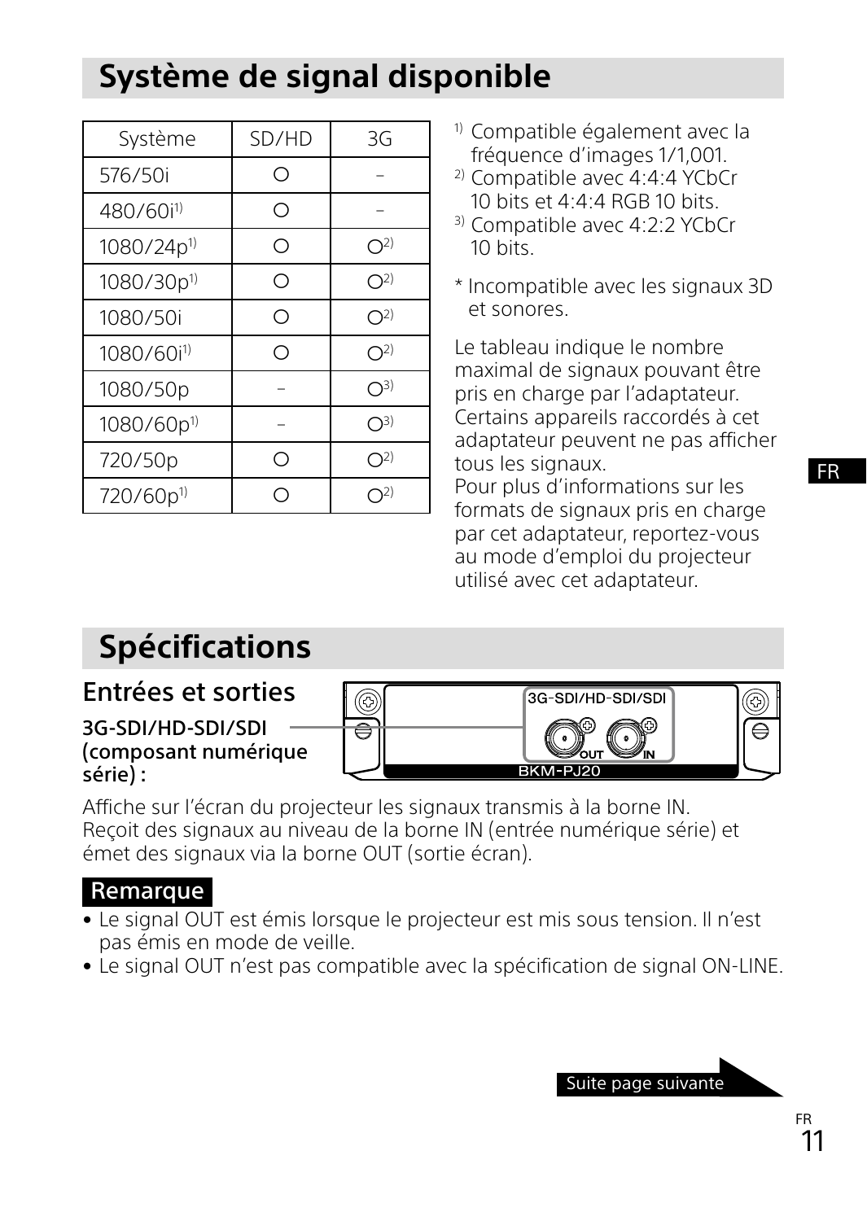# Système de signal disponible

| Système | SD/HD | 3G |
|---|---|---|
| 576/50i | ○ | – |
| 480/60i[1] | ○ | – |
| 1080/24p[1] | ○ | ○[2] |
| 1080/30p[1] | ○ | ○[2] |
| 1080/50i | ○ | ○[2] |
| 1080/60i[1] | ○ | ○[2] |
| 1080/50p | – | ○[3] |
| 1080/60p[1] | – | ○[3] |
| 720/50p | ○ | ○[2] |
| 720/60p[1] | ○ | ○[2] |

[1] Compatible également avec la fréquence d'images 1/1,001.
[2] Compatible avec 4:4:4 YCbCr 10 bits et 4:4:4 RGB 10 bits.
[3] Compatible avec 4:2:2 YCbCr 10 bits.

* Incompatible avec les signaux 3D et sonores.

Le tableau indique le nombre maximal de signaux pouvant être pris en charge par l'adaptateur. Certains appareils raccordés à cet adaptateur peuvent ne pas afficher tous les signaux.
Pour plus d'informations sur les formats de signaux pris en charge par cet adaptateur, reportez-vous au mode d'emploi du projecteur utilisé avec cet adaptateur.

# Spécifications

## Entrées et sorties

**3G-SDI/HD-SDI/SDI (composant numérique série) :**

3G-SDI/HD-SDI/SDI
OUT IN
BKM-PJ20

Affiche sur l'écran du projecteur les signaux transmis à la borne IN.
Reçoit des signaux au niveau de la borne IN (entrée numérique série) et émet des signaux via la borne OUT (sortie écran).

**Remarque**

- Le signal OUT est émis lorsque le projecteur est mis sous tension. Il n'est pas émis en mode de veille.
- Le signal OUT n'est pas compatible avec la spécification de signal ON-LINE.

Suite page suivante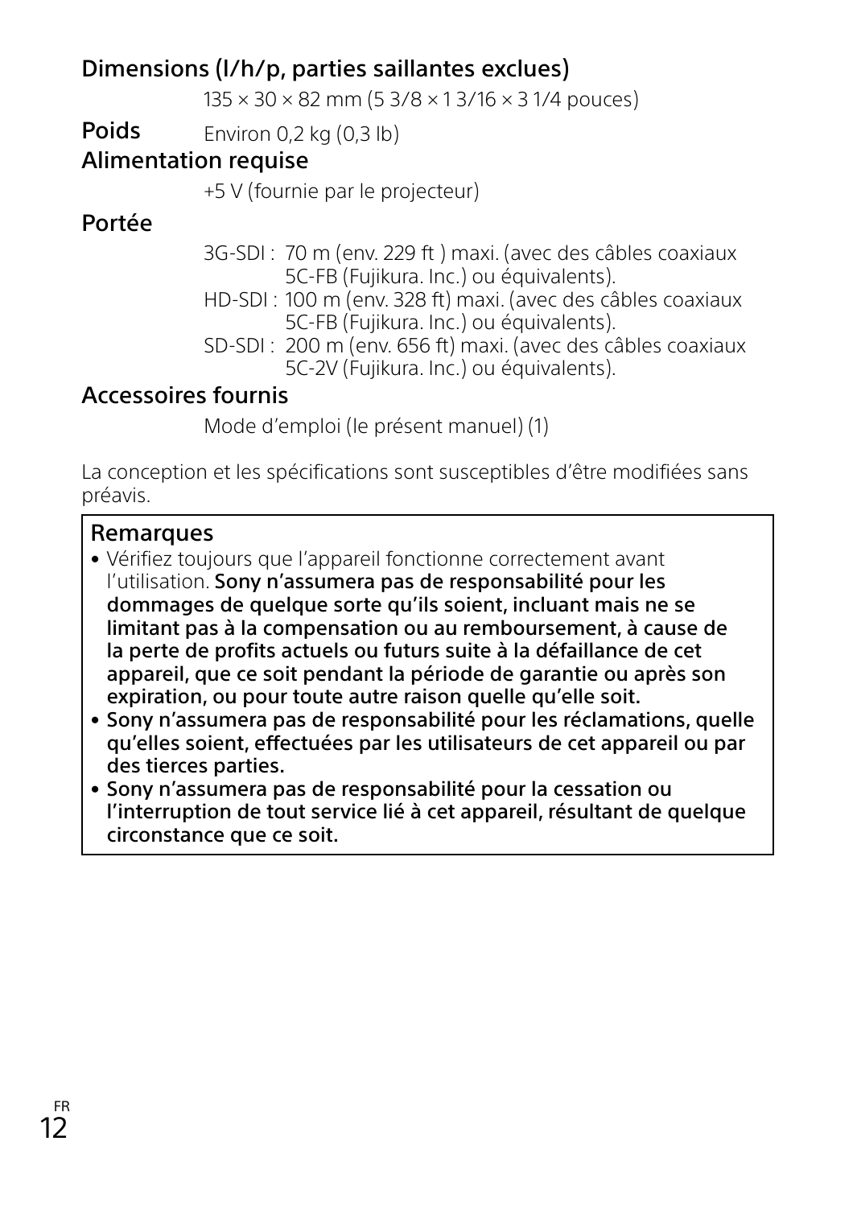**Dimensions (l/h/p, parties saillantes exclues)**

135 × 30 × 82 mm (5 3/8 × 1 3/16 × 3 1/4 pouces)

**Poids** Environ 0,2 kg (0,3 lb)

**Alimentation requise**

+5 V (fournie par le projecteur)

**Portée**

3G-SDI : 70 m (env. 229 ft ) maxi. (avec des câbles coaxiaux 5C-FB (Fujikura. Inc.) ou équivalents).
HD-SDI : 100 m (env. 328 ft) maxi. (avec des câbles coaxiaux 5C-FB (Fujikura. Inc.) ou équivalents).
SD-SDI : 200 m (env. 656 ft) maxi. (avec des câbles coaxiaux 5C-2V (Fujikura. Inc.) ou équivalents).

**Accessoires fournis**

Mode d'emploi (le présent manuel) (1)

La conception et les spécifications sont susceptibles d'être modifiées sans préavis.

**Remarques**

- Vérifiez toujours que l'appareil fonctionne correctement avant l'utilisation. **Sony n'assumera pas de responsabilité pour les dommages de quelque sorte qu'ils soient, incluant mais ne se limitant pas à la compensation ou au remboursement, à cause de la perte de profits actuels ou futurs suite à la défaillance de cet appareil, que ce soit pendant la période de garantie ou après son expiration, ou pour toute autre raison quelle qu'elle soit.**
- **Sony n'assumera pas de responsabilité pour les réclamations, quelle qu'elles soient, effectuées par les utilisateurs de cet appareil ou par des tierces parties.**
- **Sony n'assumera pas de responsabilité pour la cessation ou l'interruption de tout service lié à cet appareil, résultant de quelque circonstance que ce soit.**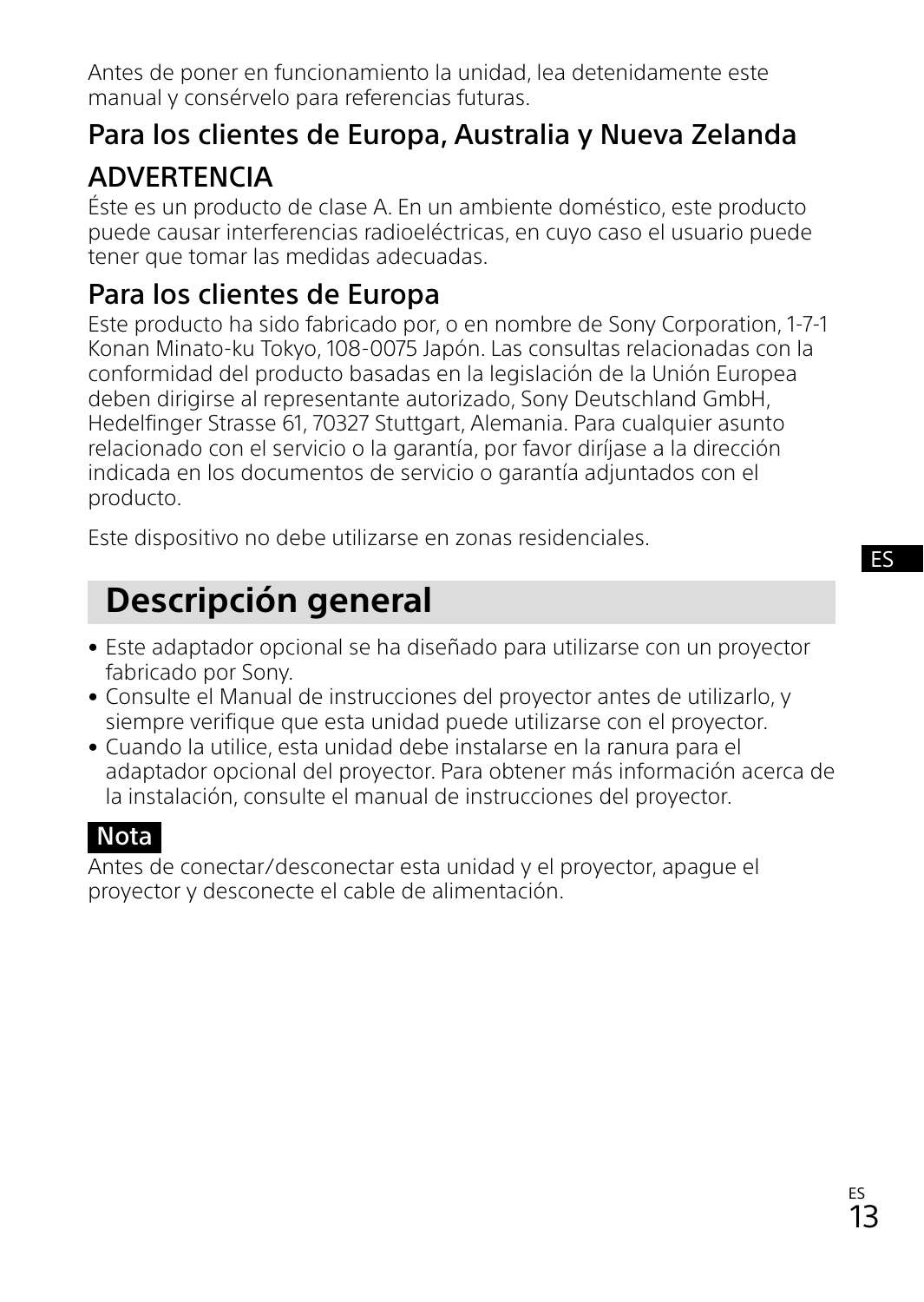Antes de poner en funcionamiento la unidad, lea detenidamente este manual y consérvelo para referencias futuras.

### Para los clientes de Europa, Australia y Nueva Zelanda

### ADVERTENCIA

Éste es un producto de clase A. En un ambiente doméstico, este producto puede causar interferencias radioeléctricas, en cuyo caso el usuario puede tener que tomar las medidas adecuadas.

### Para los clientes de Europa

Este producto ha sido fabricado por, o en nombre de Sony Corporation, 1-7-1 Konan Minato-ku Tokyo, 108-0075 Japón. Las consultas relacionadas con la conformidad del producto basadas en la legislación de la Unión Europea deben dirigirse al representante autorizado, Sony Deutschland GmbH, Hedelfinger Strasse 61, 70327 Stuttgart, Alemania. Para cualquier asunto relacionado con el servicio o la garantía, por favor diríjase a la dirección indicada en los documentos de servicio o garantía adjuntados con el producto.

Este dispositivo no debe utilizarse en zonas residenciales.

## Descripción general

- Este adaptador opcional se ha diseñado para utilizarse con un proyector fabricado por Sony.
- Consulte el Manual de instrucciones del proyector antes de utilizarlo, y siempre verifique que esta unidad puede utilizarse con el proyector.
- Cuando la utilice, esta unidad debe instalarse en la ranura para el adaptador opcional del proyector. Para obtener más información acerca de la instalación, consulte el manual de instrucciones del proyector.

**Nota**

Antes de conectar/desconectar esta unidad y el proyector, apague el proyector y desconecte el cable de alimentación.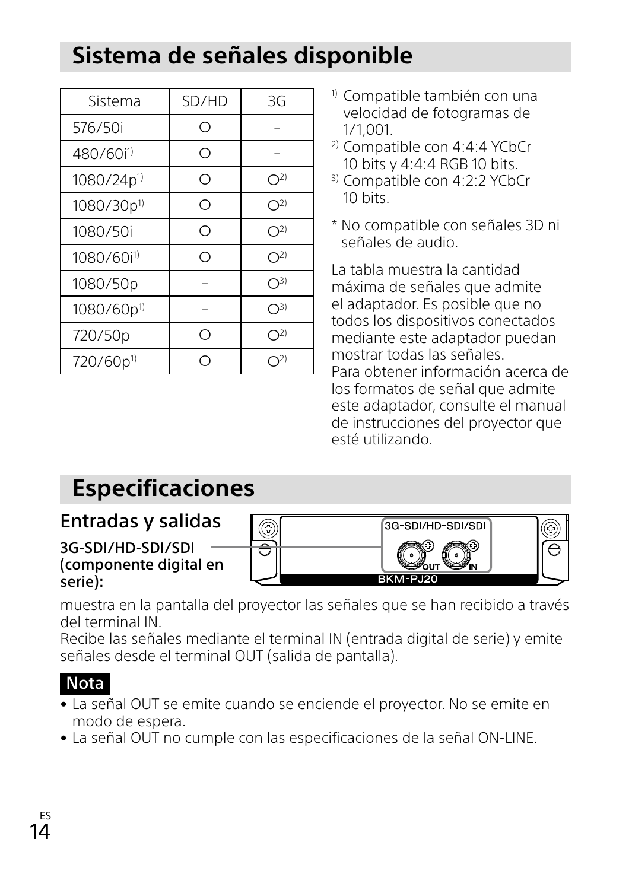# Sistema de señales disponible

| Sistema | SD/HD | 3G |
|---|---|---|
| 576/50i | ○ | – |
| 480/60i[1)] | ○ | – |
| 1080/24p[1)] | ○ | ○[2)] |
| 1080/30p[1)] | ○ | ○[2)] |
| 1080/50i | ○ | ○[2)] |
| 1080/60i[1)] | ○ | ○[2)] |
| 1080/50p | – | ○[3)] |
| 1080/60p[1)] | – | ○[3)] |
| 720/50p | ○ | ○[2)] |
| 720/60p[1)] | ○ | ○[2)] |

[1)] Compatible también con una velocidad de fotogramas de 1/1,001.
[2)] Compatible con 4:4:4 YCbCr 10 bits y 4:4:4 RGB 10 bits.
[3)] Compatible con 4:2:2 YCbCr 10 bits.

* No compatible con señales 3D ni señales de audio.

La tabla muestra la cantidad máxima de señales que admite el adaptador. Es posible que no todos los dispositivos conectados mediante este adaptador puedan mostrar todas las señales.
Para obtener información acerca de los formatos de señal que admite este adaptador, consulte el manual de instrucciones del proyector que esté utilizando.

# Especificaciones

## Entradas y salidas

**3G-SDI/HD-SDI/SDI (componente digital en serie):**

3G-SDI/HD-SDI/SDI
OUT
IN
BKM-PJ20

muestra en la pantalla del proyector las señales que se han recibido a través del terminal IN.
Recibe las señales mediante el terminal IN (entrada digital de serie) y emite señales desde el terminal OUT (salida de pantalla).

**Nota**

- La señal OUT se emite cuando se enciende el proyector. No se emite en modo de espera.
- La señal OUT no cumple con las especificaciones de la señal ON-LINE.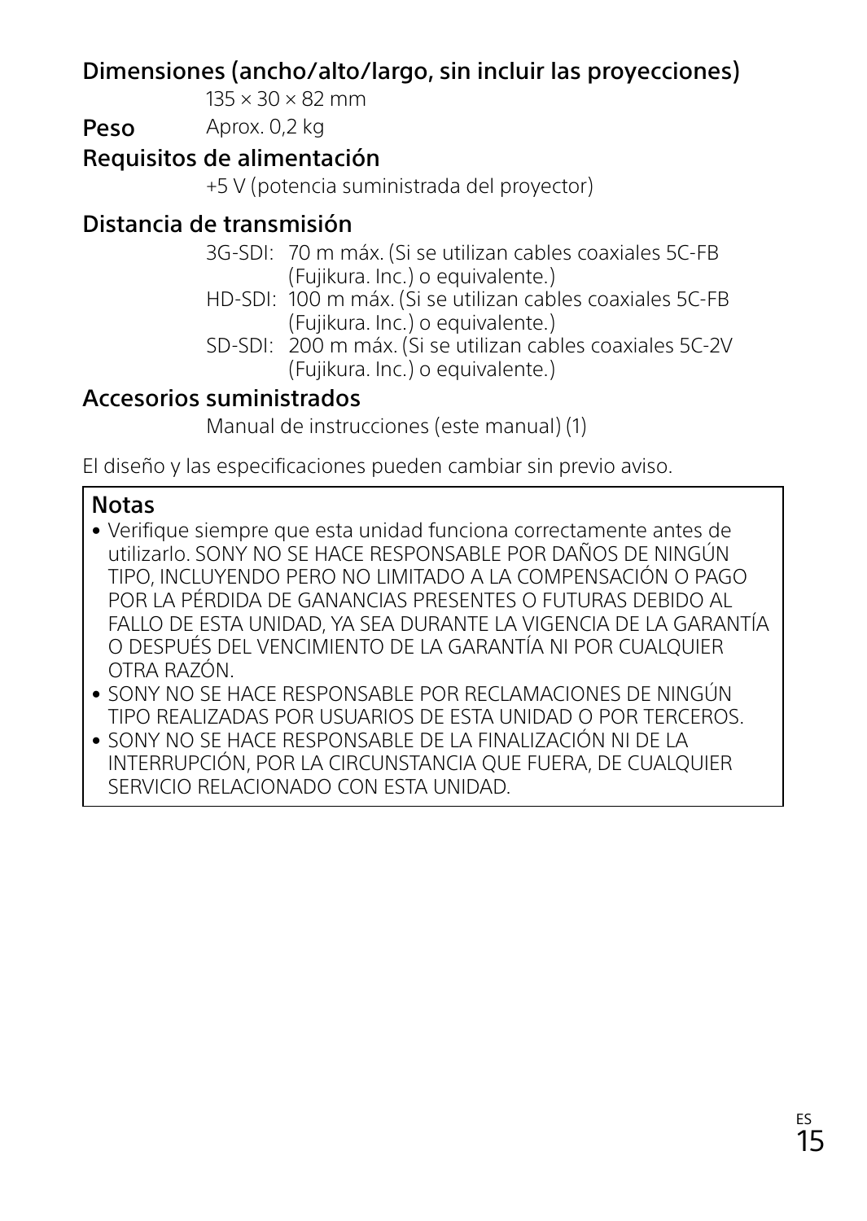### Dimensiones (ancho/alto/largo, sin incluir las proyecciones)

135 × 30 × 82 mm

### Peso

Aprox. 0,2 kg

### Requisitos de alimentación

+5 V (potencia suministrada del proyector)

### Distancia de transmisión

3G-SDI: 70 m máx. (Si se utilizan cables coaxiales 5C-FB (Fujikura. Inc.) o equivalente.)
HD-SDI: 100 m máx. (Si se utilizan cables coaxiales 5C-FB (Fujikura. Inc.) o equivalente.)
SD-SDI: 200 m máx. (Si se utilizan cables coaxiales 5C-2V (Fujikura. Inc.) o equivalente.)

### Accesorios suministrados

Manual de instrucciones (este manual) (1)

El diseño y las especificaciones pueden cambiar sin previo aviso.

### Notas

- Verifique siempre que esta unidad funciona correctamente antes de utilizarlo. SONY NO SE HACE RESPONSABLE POR DAÑOS DE NINGÚN TIPO, INCLUYENDO PERO NO LIMITADO A LA COMPENSACIÓN O PAGO POR LA PÉRDIDA DE GANANCIAS PRESENTES O FUTURAS DEBIDO AL FALLO DE ESTA UNIDAD, YA SEA DURANTE LA VIGENCIA DE LA GARANTÍA O DESPUÉS DEL VENCIMIENTO DE LA GARANTÍA NI POR CUALQUIER OTRA RAZÓN.
- SONY NO SE HACE RESPONSABLE POR RECLAMACIONES DE NINGÚN TIPO REALIZADAS POR USUARIOS DE ESTA UNIDAD O POR TERCEROS.
- SONY NO SE HACE RESPONSABLE DE LA FINALIZACIÓN NI DE LA INTERRUPCIÓN, POR LA CIRCUNSTANCIA QUE FUERA, DE CUALQUIER SERVICIO RELACIONADO CON ESTA UNIDAD.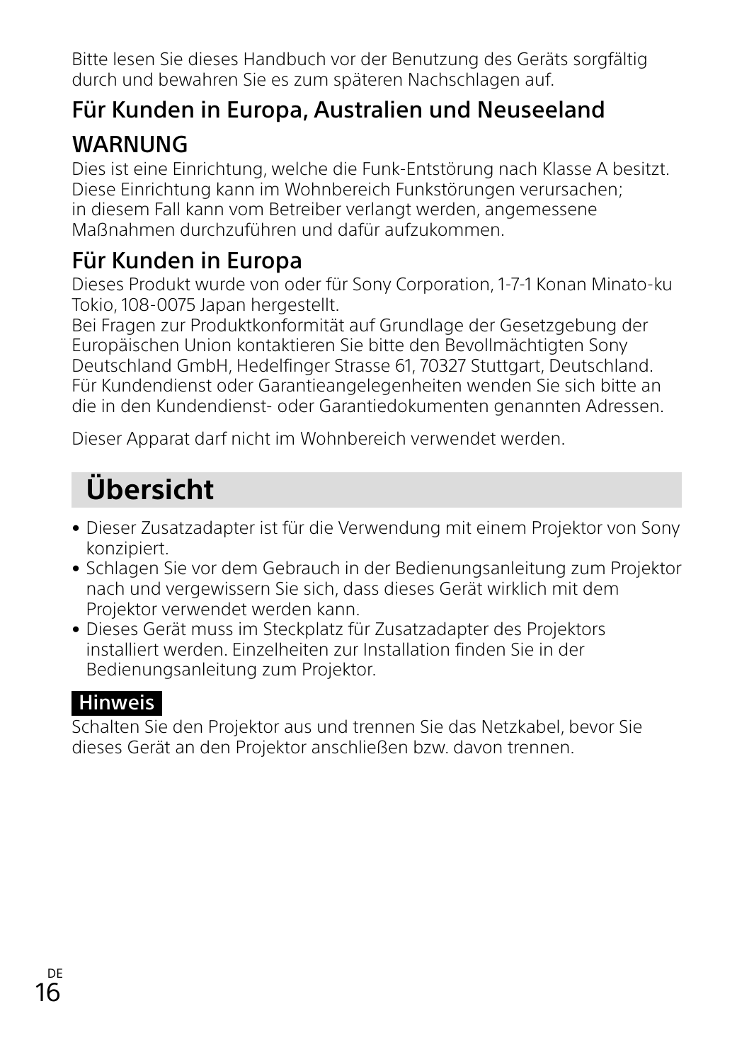Bitte lesen Sie dieses Handbuch vor der Benutzung des Geräts sorgfältig durch und bewahren Sie es zum späteren Nachschlagen auf.

### Für Kunden in Europa, Australien und Neuseeland

### WARNUNG

Dies ist eine Einrichtung, welche die Funk-Entstörung nach Klasse A besitzt. Diese Einrichtung kann im Wohnbereich Funkstörungen verursachen; in diesem Fall kann vom Betreiber verlangt werden, angemessene Maßnahmen durchzuführen und dafür aufzukommen.

### Für Kunden in Europa

Dieses Produkt wurde von oder für Sony Corporation, 1-7-1 Konan Minato-ku Tokio, 108-0075 Japan hergestellt.
Bei Fragen zur Produktkonformität auf Grundlage der Gesetzgebung der Europäischen Union kontaktieren Sie bitte den Bevollmächtigten Sony Deutschland GmbH, Hedelfinger Strasse 61, 70327 Stuttgart, Deutschland. Für Kundendienst oder Garantieangelegenheiten wenden Sie sich bitte an die in den Kundendienst- oder Garantiedokumenten genannten Adressen.

Dieser Apparat darf nicht im Wohnbereich verwendet werden.

## Übersicht

- Dieser Zusatzadapter ist für die Verwendung mit einem Projektor von Sony konzipiert.
- Schlagen Sie vor dem Gebrauch in der Bedienungsanleitung zum Projektor nach und vergewissern Sie sich, dass dieses Gerät wirklich mit dem Projektor verwendet werden kann.
- Dieses Gerät muss im Steckplatz für Zusatzadapter des Projektors installiert werden. Einzelheiten zur Installation finden Sie in der Bedienungsanleitung zum Projektor.

**Hinweis**

Schalten Sie den Projektor aus und trennen Sie das Netzkabel, bevor Sie dieses Gerät an den Projektor anschließen bzw. davon trennen.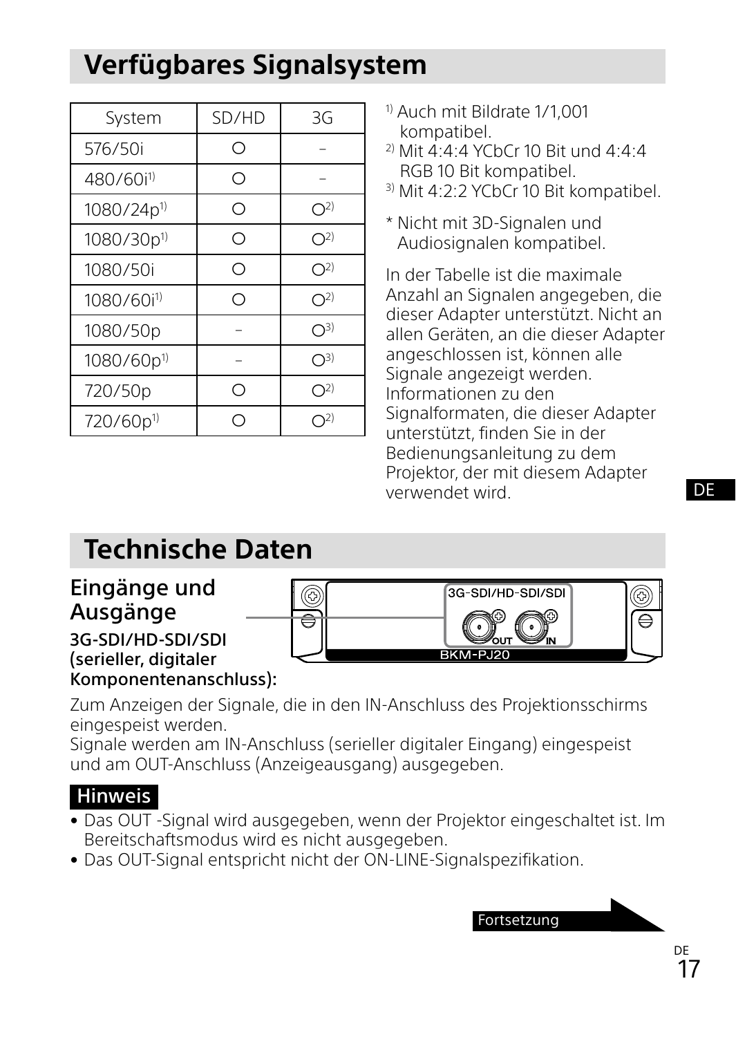# Verfügbares Signalsystem

| System | SD/HD | 3G |
|---|---|---|
| 576/50i | ○ | – |
| 480/60i[1)] | ○ | – |
| 1080/24p[1)] | ○ | ○[2)] |
| 1080/30p[1)] | ○ | ○[2)] |
| 1080/50i | ○ | ○[2)] |
| 1080/60i[1)] | ○ | ○[2)] |
| 1080/50p | – | ○[3)] |
| 1080/60p[1)] | – | ○[3)] |
| 720/50p | ○ | ○[2)] |
| 720/60p[1)] | ○ | ○[2)] |

[1)] Auch mit Bildrate 1/1,001 kompatibel.
[2)] Mit 4:4:4 YCbCr 10 Bit und 4:4:4 RGB 10 Bit kompatibel.
[3)] Mit 4:2:2 YCbCr 10 Bit kompatibel.

* Nicht mit 3D-Signalen und Audiosignalen kompatibel.

In der Tabelle ist die maximale Anzahl an Signalen angegeben, die dieser Adapter unterstützt. Nicht an allen Geräten, an die dieser Adapter angeschlossen ist, können alle Signale angezeigt werden. Informationen zu den Signalformaten, die dieser Adapter unterstützt, finden Sie in der Bedienungsanleitung zu dem Projektor, der mit diesem Adapter verwendet wird.

# Technische Daten

## Eingänge und Ausgänge

3G-SDI/HD-SDI/SDI
OUT IN
BKM-PJ20

**3G-SDI/HD-SDI/SDI (serieller, digitaler Komponentenanschluss):**

Zum Anzeigen der Signale, die in den IN-Anschluss des Projektionsschirms eingespeist werden.
Signale werden am IN-Anschluss (serieller digitaler Eingang) eingespeist und am OUT-Anschluss (Anzeigeausgang) ausgegeben.

**Hinweis**

- Das OUT -Signal wird ausgegeben, wenn der Projektor eingeschaltet ist. Im Bereitschaftsmodus wird es nicht ausgegeben.
- Das OUT-Signal entspricht nicht der ON-LINE-Signalspezifikation.

Fortsetzung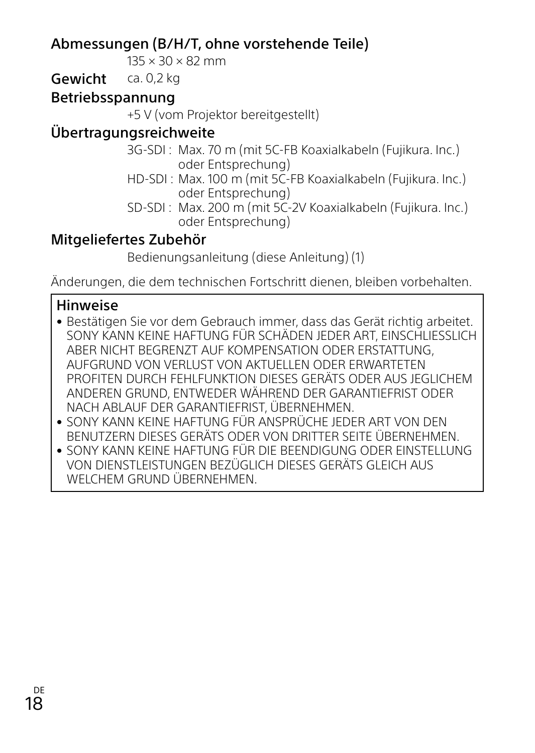**Abmessungen (B/H/T, ohne vorstehende Teile)**

135 × 30 × 82 mm

**Gewicht** ca. 0,2 kg

**Betriebsspannung**

+5 V (vom Projektor bereitgestellt)

**Übertragungsreichweite**

3G-SDI : Max. 70 m (mit 5C-FB Koaxialkabeln (Fujikura. Inc.) oder Entsprechung)

HD-SDI : Max. 100 m (mit 5C-FB Koaxialkabeln (Fujikura. Inc.) oder Entsprechung)

SD-SDI : Max. 200 m (mit 5C-2V Koaxialkabeln (Fujikura. Inc.) oder Entsprechung)

**Mitgeliefertes Zubehör**

Bedienungsanleitung (diese Anleitung) (1)

Änderungen, die dem technischen Fortschritt dienen, bleiben vorbehalten.

**Hinweise**

- Bestätigen Sie vor dem Gebrauch immer, dass das Gerät richtig arbeitet. SONY KANN KEINE HAFTUNG FÜR SCHÄDEN JEDER ART, EINSCHLIESSLICH ABER NICHT BEGRENZT AUF KOMPENSATION ODER ERSTATTUNG, AUFGRUND VON VERLUST VON AKTUELLEN ODER ERWARTETEN PROFITEN DURCH FEHLFUNKTION DIESES GERÄTS ODER AUS JEGLICHEM ANDEREN GRUND, ENTWEDER WÄHREND DER GARANTIEFRIST ODER NACH ABLAUF DER GARANTIEFRIST, ÜBERNEHMEN.
- SONY KANN KEINE HAFTUNG FÜR ANSPRÜCHE JEDER ART VON DEN BENUTZERN DIESES GERÄTS ODER VON DRITTER SEITE ÜBERNEHMEN.
- SONY KANN KEINE HAFTUNG FÜR DIE BEENDIGUNG ODER EINSTELLUNG VON DIENSTLEISTUNGEN BEZÜGLICH DIESES GERÄTS GLEICH AUS WELCHEM GRUND ÜBERNEHMEN.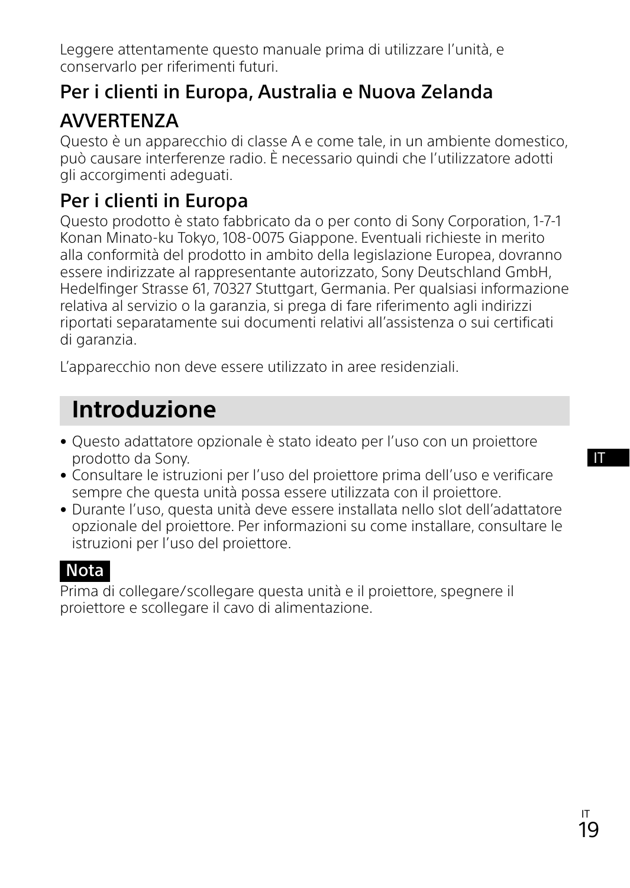Leggere attentamente questo manuale prima di utilizzare l'unità, e conservarlo per riferimenti futuri.

## Per i clienti in Europa, Australia e Nuova Zelanda

## AVVERTENZA

Questo è un apparecchio di classe A e come tale, in un ambiente domestico, può causare interferenze radio. È necessario quindi che l'utilizzatore adotti gli accorgimenti adeguati.

## Per i clienti in Europa

Questo prodotto è stato fabbricato da o per conto di Sony Corporation, 1-7-1 Konan Minato-ku Tokyo, 108-0075 Giappone. Eventuali richieste in merito alla conformità del prodotto in ambito della legislazione Europea, dovranno essere indirizzate al rappresentante autorizzato, Sony Deutschland GmbH, Hedelfinger Strasse 61, 70327 Stuttgart, Germania. Per qualsiasi informazione relativa al servizio o la garanzia, si prega di fare riferimento agli indirizzi riportati separatamente sui documenti relativi all'assistenza o sui certificati di garanzia.

L'apparecchio non deve essere utilizzato in aree residenziali.

# Introduzione

- Questo adattatore opzionale è stato ideato per l'uso con un proiettore prodotto da Sony.
- Consultare le istruzioni per l'uso del proiettore prima dell'uso e verificare sempre che questa unità possa essere utilizzata con il proiettore.
- Durante l'uso, questa unità deve essere installata nello slot dell'adattatore opzionale del proiettore. Per informazioni su come installare, consultare le istruzioni per l'uso del proiettore.

**Nota**

Prima di collegare/scollegare questa unità e il proiettore, spegnere il proiettore e scollegare il cavo di alimentazione.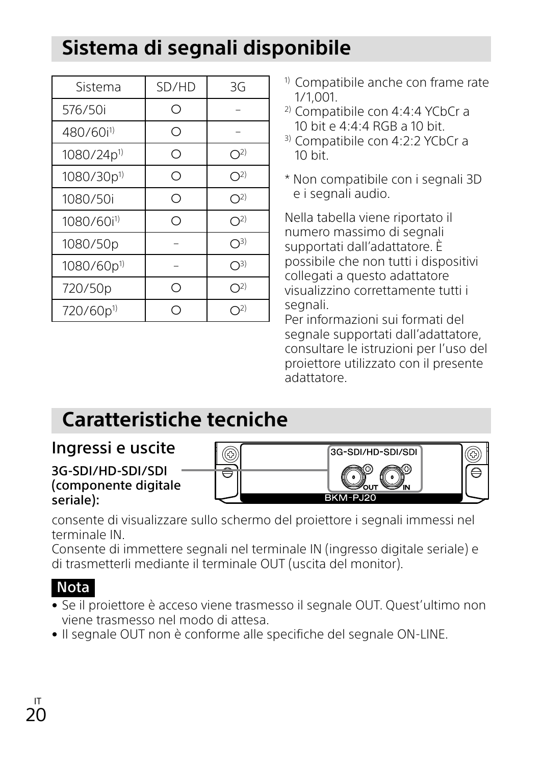# Sistema di segnali disponibile

| Sistema | SD/HD | 3G |
|---|---|---|
| 576/50i | ○ | – |
| 480/60i[1] | ○ | – |
| 1080/24p[1] | ○ | ○[2] |
| 1080/30p[1] | ○ | ○[2] |
| 1080/50i | ○ | ○[2] |
| 1080/60i[1] | ○ | ○[2] |
| 1080/50p | – | ○[3] |
| 1080/60p[1] | – | ○[3] |
| 720/50p | ○ | ○[2] |
| 720/60p[1] | ○ | ○[2] |

[1] Compatibile anche con frame rate 1/1,001.
[2] Compatibile con 4:4:4 YCbCr a 10 bit e 4:4:4 RGB a 10 bit.
[3] Compatibile con 4:2:2 YCbCr a 10 bit.

* Non compatibile con i segnali 3D e i segnali audio.

Nella tabella viene riportato il numero massimo di segnali supportati dall'adattatore. È possibile che non tutti i dispositivi collegati a questo adattatore visualizzino correttamente tutti i segnali.
Per informazioni sui formati del segnale supportati dall'adattatore, consultare le istruzioni per l'uso del proiettore utilizzato con il presente adattatore.

# Caratteristiche tecniche

## Ingressi e uscite

3G-SDI/HD-SDI/SDI
OUT IN
BKM-PJ20

**3G-SDI/HD-SDI/SDI (componente digitale seriale):**

consente di visualizzare sullo schermo del proiettore i segnali immessi nel terminale IN.
Consente di immettere segnali nel terminale IN (ingresso digitale seriale) e di trasmetterli mediante il terminale OUT (uscita del monitor).

**Nota**

- Se il proiettore è acceso viene trasmesso il segnale OUT. Quest'ultimo non viene trasmesso nel modo di attesa.
- Il segnale OUT non è conforme alle specifiche del segnale ON-LINE.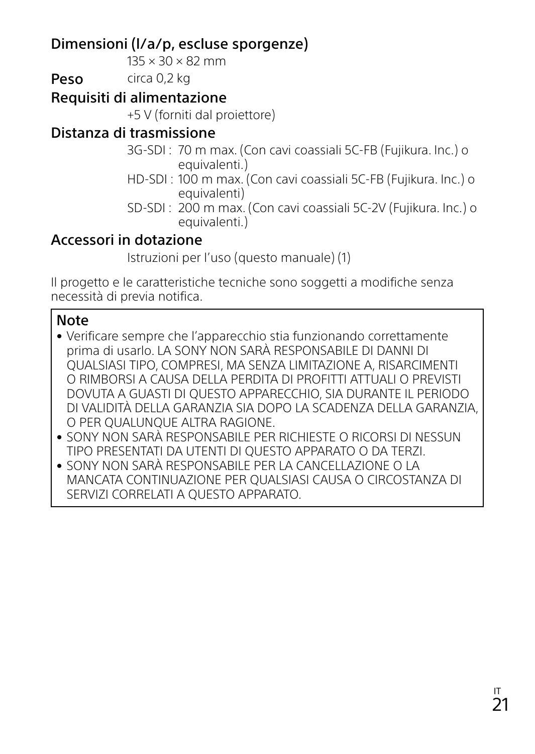**Dimensioni (l/a/p, escluse sporgenze)**

135 × 30 × 82 mm

**Peso** circa 0,2 kg

**Requisiti di alimentazione**

+5 V (forniti dal proiettore)

**Distanza di trasmissione**

3G-SDI : 70 m max. (Con cavi coassiali 5C-FB (Fujikura. Inc.) o equivalenti.)

HD-SDI : 100 m max. (Con cavi coassiali 5C-FB (Fujikura. Inc.) o equivalenti)

SD-SDI : 200 m max. (Con cavi coassiali 5C-2V (Fujikura. Inc.) o equivalenti.)

**Accessori in dotazione**

Istruzioni per l'uso (questo manuale) (1)

Il progetto e le caratteristiche tecniche sono soggetti a modifiche senza necessità di previa notifica.

**Note**

- Verificare sempre che l'apparecchio stia funzionando correttamente prima di usarlo. LA SONY NON SARÀ RESPONSABILE DI DANNI DI QUALSIASI TIPO, COMPRESI, MA SENZA LIMITAZIONE A, RISARCIMENTI O RIMBORSI A CAUSA DELLA PERDITA DI PROFITTI ATTUALI O PREVISTI DOVUTA A GUASTI DI QUESTO APPARECCHIO, SIA DURANTE IL PERIODO DI VALIDITÀ DELLA GARANZIA SIA DOPO LA SCADENZA DELLA GARANZIA, O PER QUALUNQUE ALTRA RAGIONE.
- SONY NON SARÀ RESPONSABILE PER RICHIESTE O RICORSI DI NESSUN TIPO PRESENTATI DA UTENTI DI QUESTO APPARATO O DA TERZI.
- SONY NON SARÀ RESPONSABILE PER LA CANCELLAZIONE O LA MANCATA CONTINUAZIONE PER QUALSIASI CAUSA O CIRCOSTANZA DI SERVIZI CORRELATI A QUESTO APPARATO.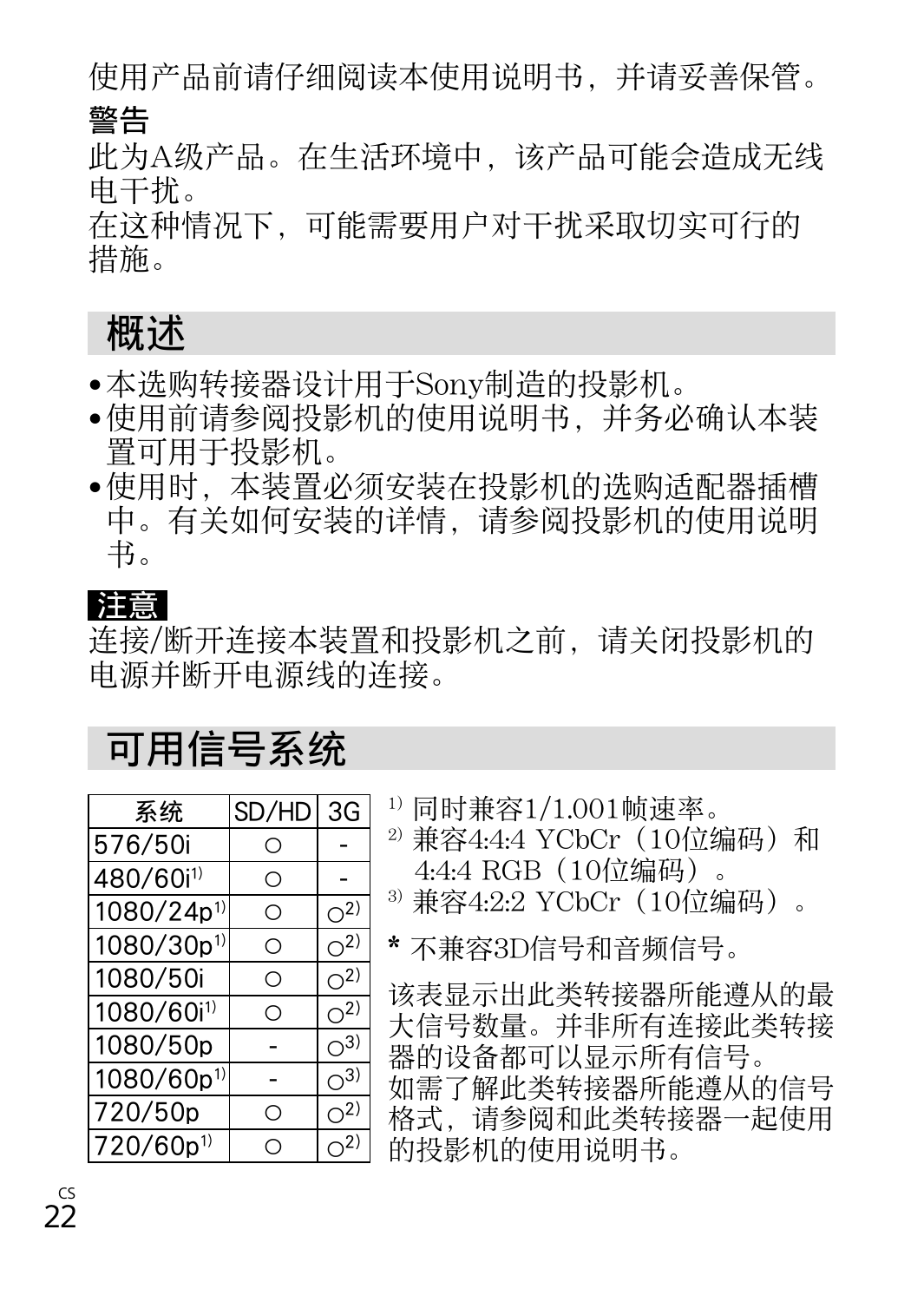使用产品前请仔细阅读本使用说明书，并请妥善保管。

**警告**

此为A级产品。在生活环境中，该产品可能会造成无线电干扰。

在这种情况下，可能需要用户对干扰采取切实可行的措施。

## 概述

- 本选购转接器设计用于Sony制造的投影机。
- 使用前请参阅投影机的使用说明书，并务必确认本装置可用于投影机。
- 使用时，本装置必须安装在投影机的选购适配器插槽中。有关如何安装的详情，请参阅投影机的使用说明书。

**注意**

连接/断开连接本装置和投影机之前，请关闭投影机的电源并断开电源线的连接。

## 可用信号系统

| 系统 | SD/HD | 3G |
|---|---|---|
| 576/50i | ○ | - |
| 480/60i[1] | ○ | - |
| 1080/24p[1] | ○ | ○[2] |
| 1080/30p[1] | ○ | ○[2] |
| 1080/50i | ○ | ○[2] |
| 1080/60i[1] | ○ | ○[2] |
| 1080/50p | - | ○[3] |
| 1080/60p[1] | - | ○[3] |
| 720/50p | ○ | ○[2] |
| 720/60p[1] | ○ | ○[2] |

[1] 同时兼容1/1.001帧速率。

[2] 兼容4:4:4 YCbCr（10位编码）和4:4:4 RGB（10位编码）。

[3] 兼容4:2:2 YCbCr（10位编码）。

\* 不兼容3D信号和音频信号。

该表显示出此类转接器所能遵从的最大信号数量。并非所有连接此类转接器的设备都可以显示所有信号。

如需了解此类转接器所能遵从的信号格式，请参阅和此类转接器一起使用的投影机的使用说明书。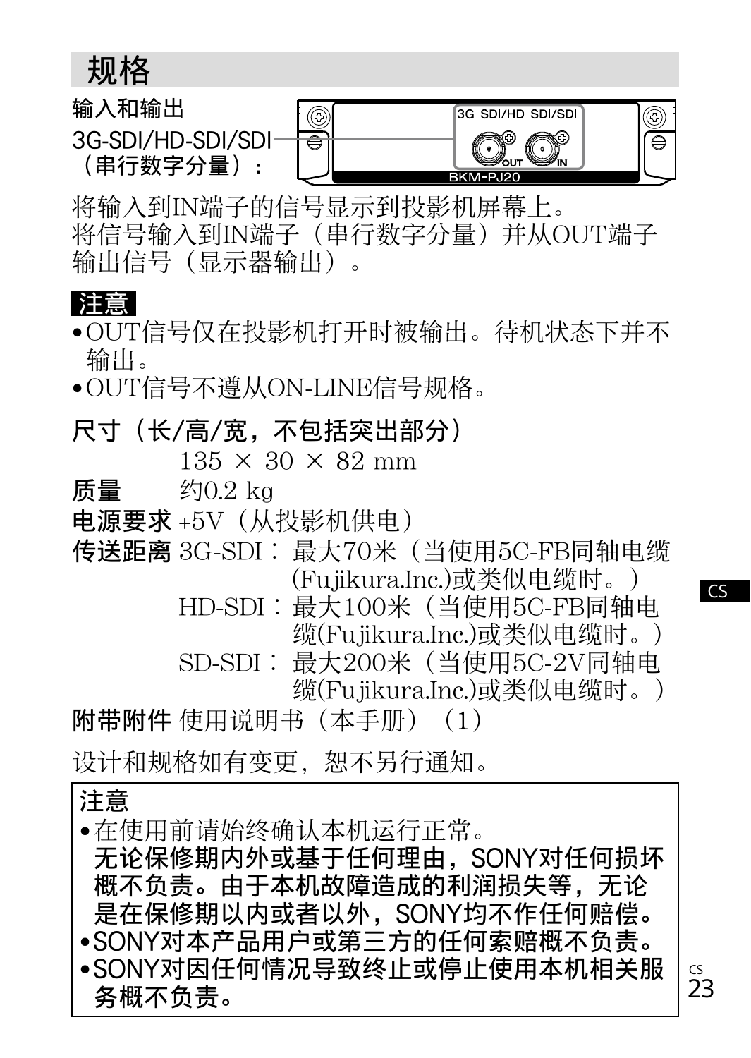# 规格

**输入和输出**

**3G-SDI/HD-SDI/SDI（串行数字分量）：**

3G-SDI/HD-SDI/SDI
OUT
IN
BKM-PJ20

将输入到IN端子的信号显示到投影机屏幕上。
将信号输入到IN端子（串行数字分量）并从OUT端子输出信号（显示器输出）。

**注意**

- OUT信号仅在投影机打开时被输出。待机状态下并不输出。
- OUT信号不遵从ON-LINE信号规格。

**尺寸（长/高/宽，不包括突出部分）**
135 × 30 × 82 mm

**质量** 约0.2 kg

**电源要求** +5V（从投影机供电）

**传送距离**
3G-SDI：最大70米（当使用5C-FB同轴电缆(Fujikura.Inc.)或类似电缆时。）
HD-SDI：最大100米（当使用5C-FB同轴电缆(Fujikura.Inc.)或类似电缆时。）
SD-SDI：最大200米（当使用5C-2V同轴电缆(Fujikura.Inc.)或类似电缆时。）

**附带附件** 使用说明书（本手册）（1）

设计和规格如有变更，恕不另行通知。

**注意**

- 在使用前请始终确认本机运行正常。
  **无论保修期内外或基于任何理由，SONY对任何损坏概不负责。由于本机故障造成的利润损失等，无论是在保修期以内或者以外，SONY均不作任何赔偿。**
- **SONY对本产品用户或第三方的任何索赔概不负责。**
- **SONY对因任何情况导致终止或停止使用本机相关服务概不负责。**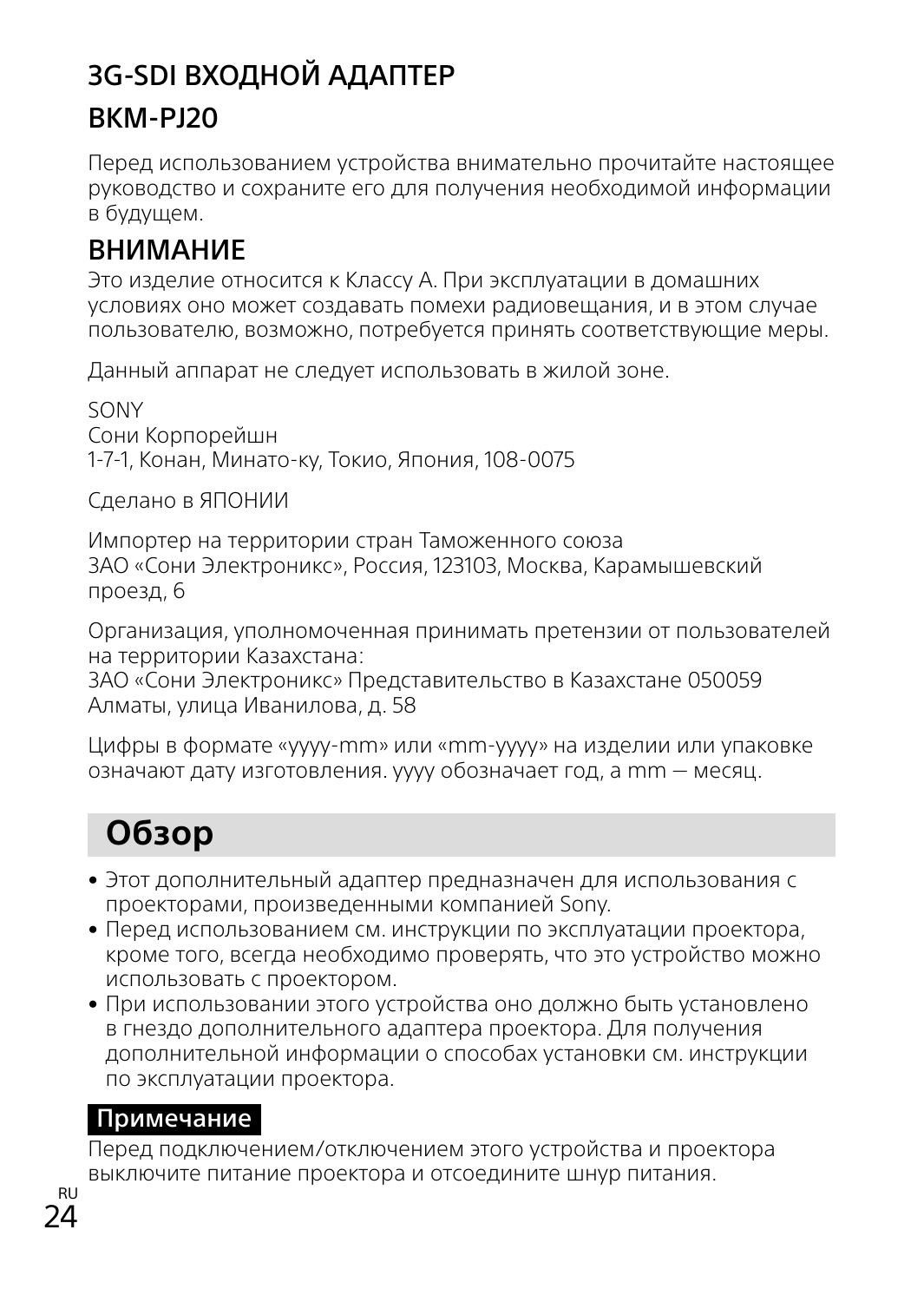# 3G-SDI ВХОДНОЙ АДАПТЕР

# BKM-PJ20

Перед использованием устройства внимательно прочитайте настоящее руководство и сохраните его для получения необходимой информации в будущем.

## ВНИМАНИЕ

Это изделие относится к Классу A. При эксплуатации в домашних условиях оно может создавать помехи радиовещания, и в этом случае пользователю, возможно, потребуется принять соответствующие меры.

Данный аппарат не следует использовать в жилой зоне.

SONY
Сони Корпорейшн
1-7-1, Конан, Минато-ку, Токио, Япония, 108-0075

Сделано в ЯПОНИИ

Импортер на территории стран Таможенного союза
ЗАО «Сони Электроникс», Россия, 123103, Москва, Карамышевский проезд, 6

Организация, уполномоченная принимать претензии от пользователей на территории Казахстана:
ЗАО «Сони Электроникс» Представительство в Казахстане 050059 Алматы, улица Иванилова, д. 58

Цифры в формате «yyyy-mm» или «mm-yyyy» на изделии или упаковке означают дату изготовления. yyyy обозначает год, а mm — месяц.

## Обзор

- Этот дополнительный адаптер предназначен для использования с проекторами, произведенными компанией Sony.
- Перед использованием см. инструкции по эксплуатации проектора, кроме того, всегда необходимо проверять, что это устройство можно использовать с проектором.
- При использовании этого устройства оно должно быть установлено в гнездо дополнительного адаптера проектора. Для получения дополнительной информации о способах установки см. инструкции по эксплуатации проектора.

### Примечание

Перед подключением/отключением этого устройства и проектора выключите питание проектора и отсоедините шнур питания.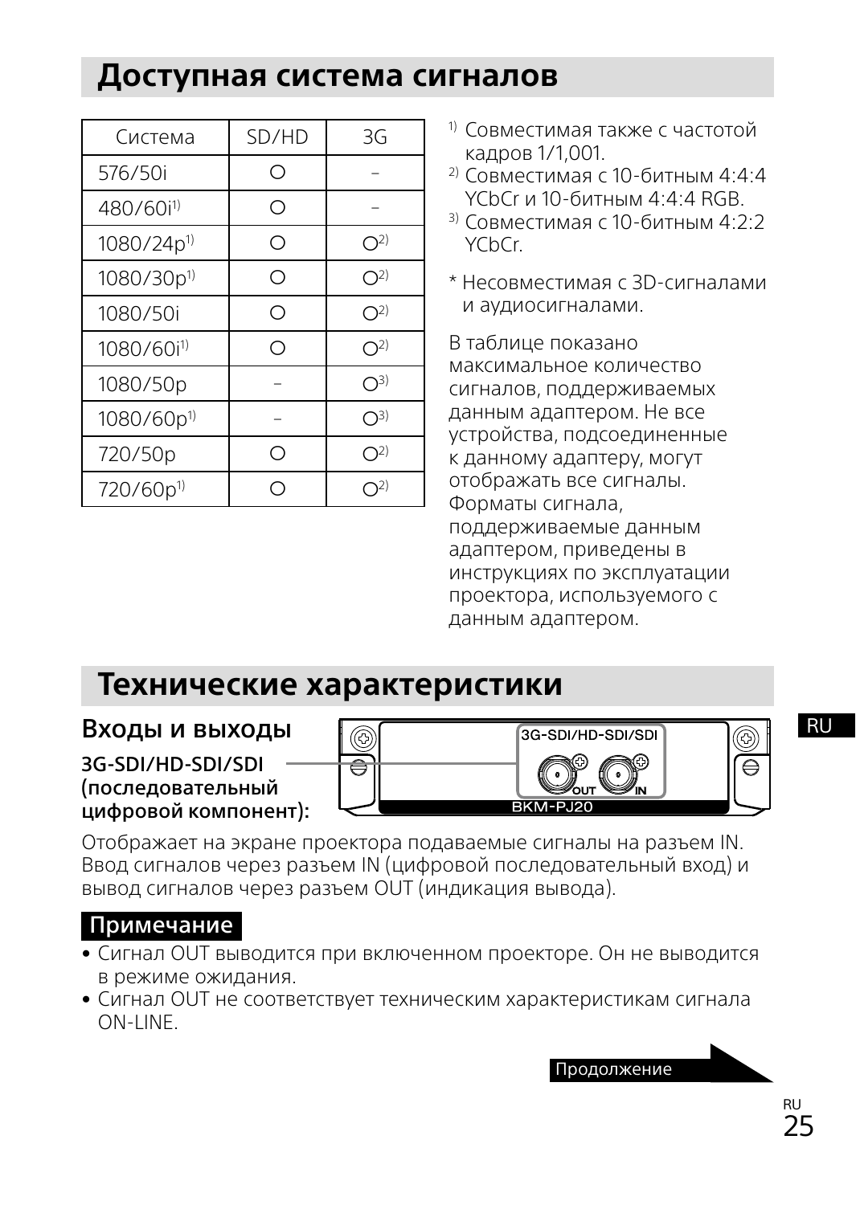# Доступная система сигналов

| Система | SD/HD | 3G |
| --- | --- | --- |
| 576/50i | ○ | – |
| 480/60i[1] | ○ | – |
| 1080/24p[1] | ○ | ○[2] |
| 1080/30p[1] | ○ | ○[2] |
| 1080/50i | ○ | ○[2] |
| 1080/60i[1] | ○ | ○[2] |
| 1080/50p | – | ○[3] |
| 1080/60p[1] | – | ○[3] |
| 720/50p | ○ | ○[2] |
| 720/60p[1] | ○ | ○[2] |

[1] Совместимая также с частотой кадров 1/1,001.
[2] Совместимая с 10-битным 4:4:4 YCbCr и 10-битным 4:4:4 RGB.
[3] Совместимая с 10-битным 4:2:2 YCbCr.

* Несовместимая с 3D-сигналами и аудиосигналами.

В таблице показано максимальное количество сигналов, поддерживаемых данным адаптером. Не все устройства, подсоединенные к данному адаптеру, могут отображать все сигналы. Форматы сигнала, поддерживаемые данным адаптером, приведены в инструкциях по эксплуатации проектора, используемого с данным адаптером.

# Технические характеристики

## Входы и выходы

**3G-SDI/HD-SDI/SDI (последовательный цифровой компонент):**

3G-SDI/HD-SDI/SDI
OUT
IN
BKM-PJ20

Отображает на экране проектора подаваемые сигналы на разъем IN. Ввод сигналов через разъем IN (цифровой последовательный вход) и вывод сигналов через разъем OUT (индикация вывода).

**Примечание**

- Сигнал OUT выводится при включенном проекторе. Он не выводится в режиме ожидания.
- Сигнал OUT не соответствует техническим характеристикам сигнала ON-LINE.

Продолжение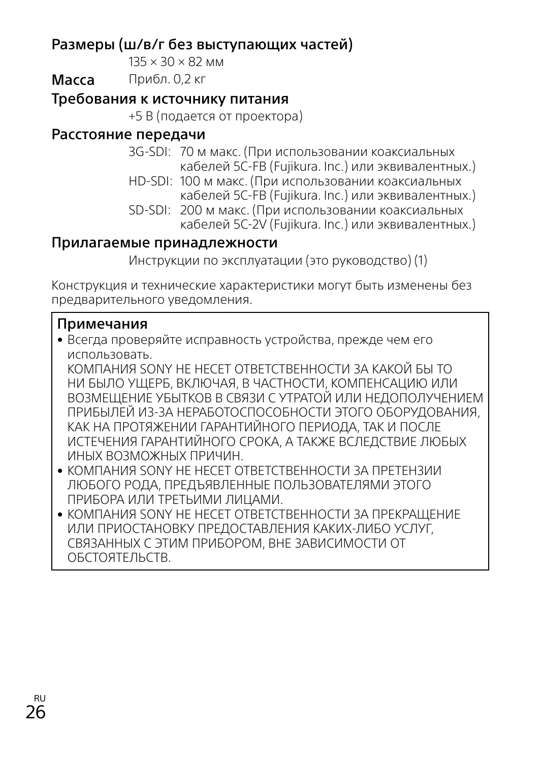### Размеры (ш/в/г без выступающих частей)

135 × 30 × 82 мм

**Масса** Прибл. 0,2 кг

### Требования к источнику питания

+5 В (подается от проектора)

### Расстояние передачи

3G-SDI: 70 м макс. (При использовании коаксиальных кабелей 5C-FB (Fujikura. Inc.) или эквивалентных.)

HD-SDI: 100 м макс. (При использовании коаксиальных кабелей 5C-FB (Fujikura. Inc.) или эквивалентных.)

SD-SDI: 200 м макс. (При использовании коаксиальных кабелей 5C-2V (Fujikura. Inc.) или эквивалентных.)

### Прилагаемые принадлежности

Инструкции по эксплуатации (это руководство) (1)

Конструкция и технические характеристики могут быть изменены без предварительного уведомления.

### Примечания

- Всегда проверяйте исправность устройства, прежде чем его использовать.
  КОМПАНИЯ SONY НЕ НЕСЕТ ОТВЕТСТВЕННОСТИ ЗА КАКОЙ БЫ ТО НИ БЫЛО УЩЕРБ, ВКЛЮЧАЯ, В ЧАСТНОСТИ, КОМПЕНСАЦИЮ ИЛИ ВОЗМЕЩЕНИЕ УБЫТКОВ В СВЯЗИ С УТРАТОЙ ИЛИ НЕДОПОЛУЧЕНИЕМ ПРИБЫЛЕЙ ИЗ-ЗА НЕРАБОТОСПОСОБНОСТИ ЭТОГО ОБОРУДОВАНИЯ, КАК НА ПРОТЯЖЕНИИ ГАРАНТИЙНОГО ПЕРИОДА, ТАК И ПОСЛЕ ИСТЕЧЕНИЯ ГАРАНТИЙНОГО СРОКА, А ТАКЖЕ ВСЛЕДСТВИЕ ЛЮБЫХ ИНЫХ ВОЗМОЖНЫХ ПРИЧИН.
- КОМПАНИЯ SONY НЕ НЕСЕТ ОТВЕТСТВЕННОСТИ ЗА ПРЕТЕНЗИИ ЛЮБОГО РОДА, ПРЕДЪЯВЛЕННЫЕ ПОЛЬЗОВАТЕЛЯМИ ЭТОГО ПРИБОРА ИЛИ ТРЕТЬИМИ ЛИЦАМИ.
- КОМПАНИЯ SONY НЕ НЕСЕТ ОТВЕТСТВЕННОСТИ ЗА ПРЕКРАЩЕНИЕ ИЛИ ПРИОСТАНОВКУ ПРЕДОСТАВЛЕНИЯ КАКИХ-ЛИБО УСЛУГ, СВЯЗАННЫХ С ЭТИМ ПРИБОРОМ, ВНЕ ЗАВИСИМОСТИ ОТ ОБСТОЯТЕЛЬСТВ.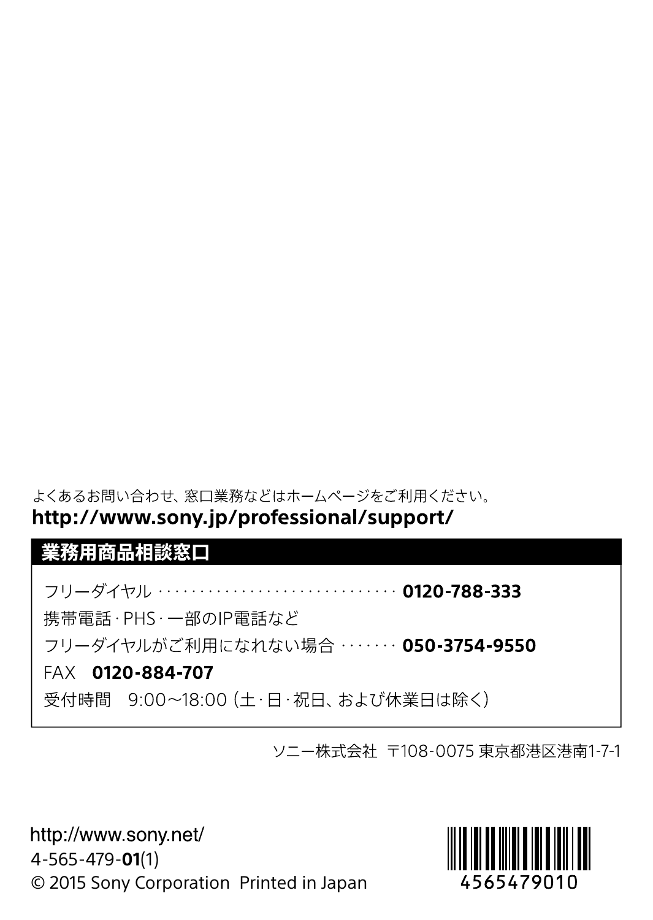よくあるお問い合わせ、窓口業務などはホームページをご利用ください。

**http://www.sony.jp/professional/support/**

## 業務用商品相談窓口

フリーダイヤル ････････････････････････････ **0120-788-333**

携帯電話・PHS・一部のIP電話など

フリーダイヤルがご利用になれない場合 ･･････ **050-3754-9550**

FAX　**0120-884-707**

受付時間　9:00〜18:00（土・日・祝日、および休業日は除く）

ソニー株式会社　〒108-0075 東京都港区港南1-7-1

http://www.sony.net/

4-565-479-**01**(1)

© 2015 Sony Corporation　Printed in Japan

4565479010